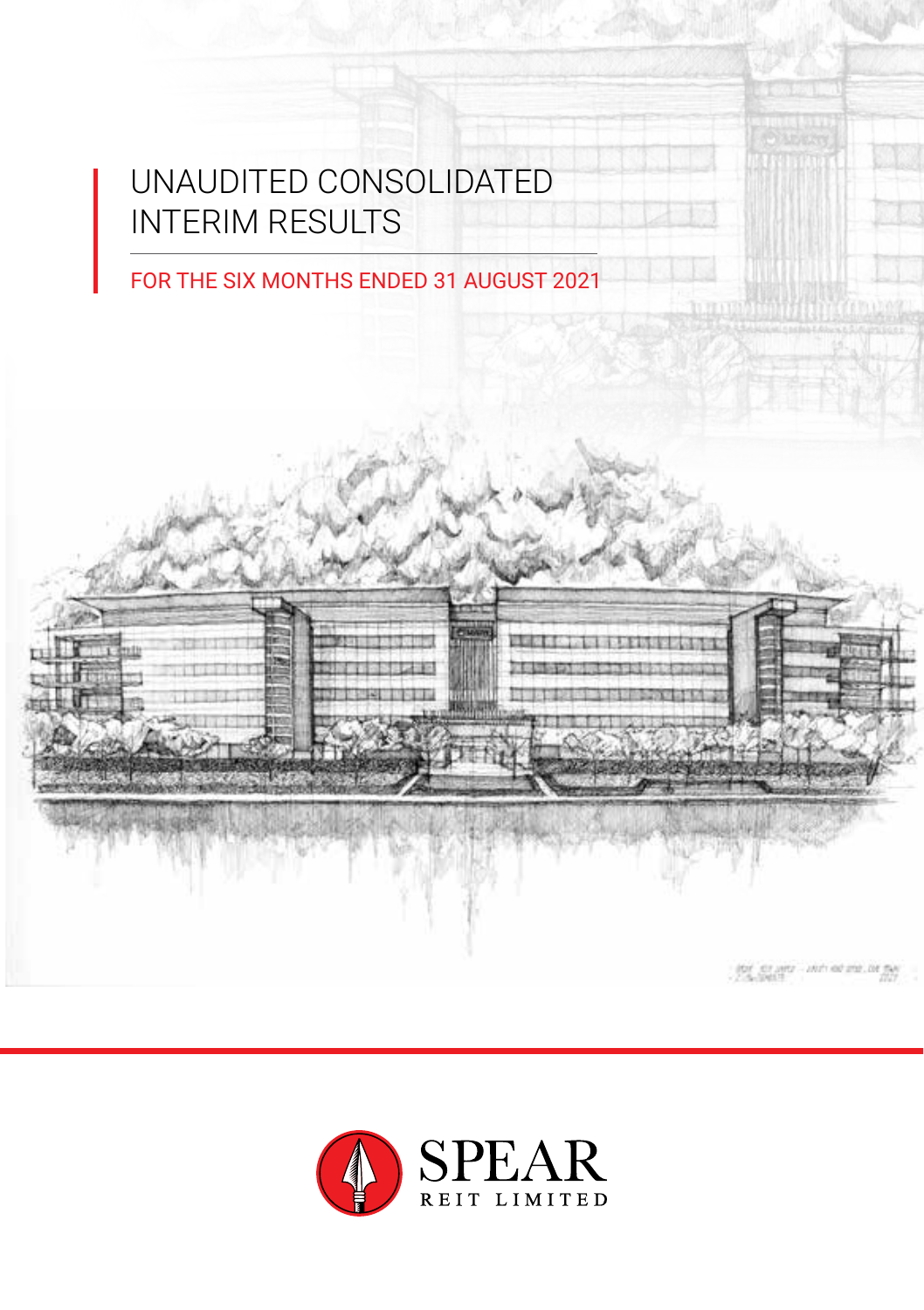# UNAUDITED CONSOLIDATED INTERIM RESULTS

## FOR THE SIX MONTHS ENDED 31 AUGUST 2021

SPEAR

REIT LIMITED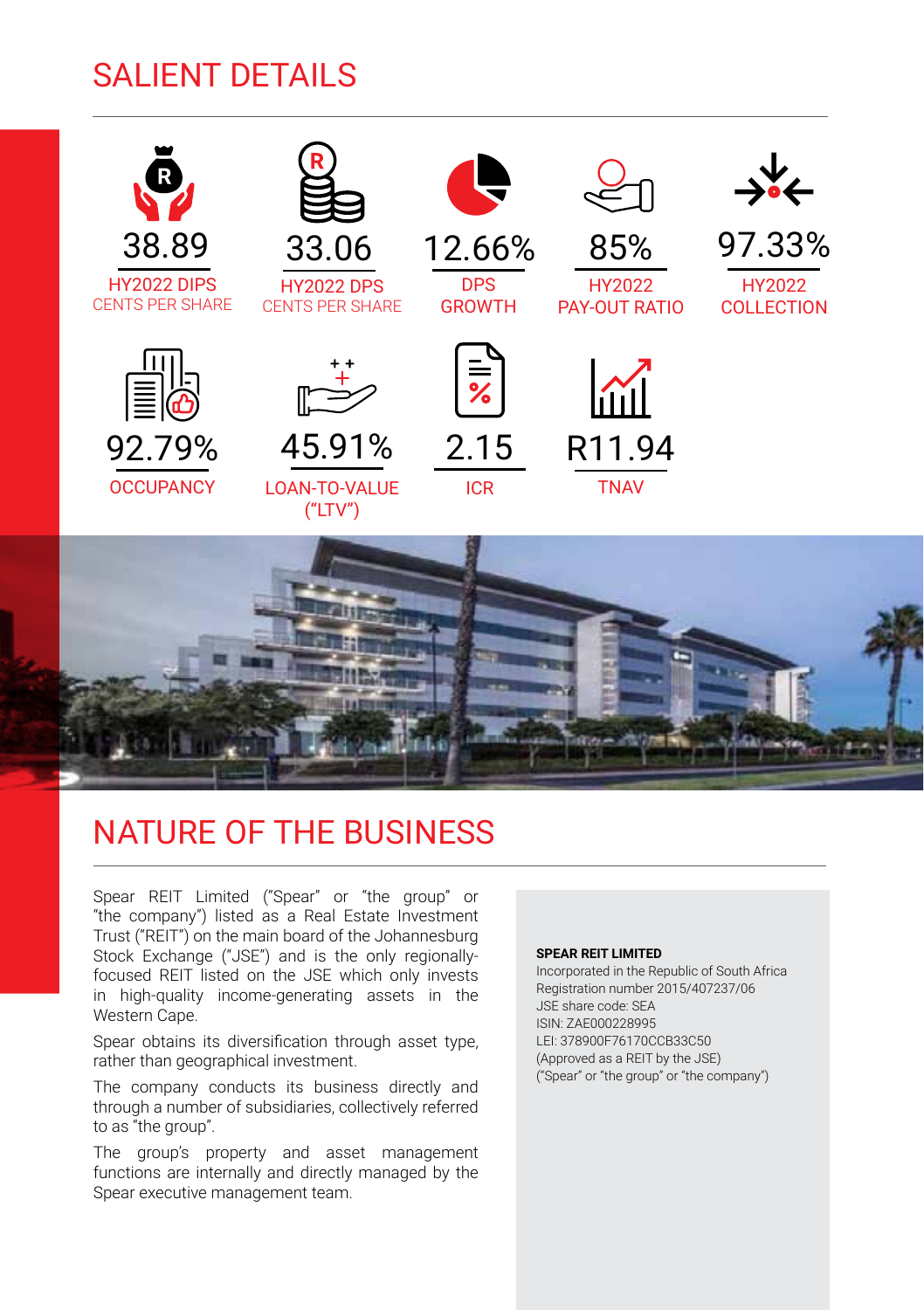# SALIENT DETAILS

| Metric | Value |
|---|---|
| HY2022 DIPS CENTS PER SHARE | 38.89 |
| HY2022 DPS CENTS PER SHARE | 33.06 |
| DPS GROWTH | 12.66% |
| HY2022 PAY-OUT RATIO | 85% |
| HY2022 COLLECTION | 97.33% |
| OCCUPANCY | 92.79% |
| LOAN-TO-VALUE ("LTV") | 45.91% |
| ICR | 2.15 |
| TNAV | R11.94 |

# NATURE OF THE BUSINESS

Spear REIT Limited ("Spear" or "the group" or "the company") listed as a Real Estate Investment Trust ("REIT") on the main board of the Johannesburg Stock Exchange ("JSE") and is the only regionally-focused REIT listed on the JSE which only invests in high-quality income-generating assets in the Western Cape.

Spear obtains its diversification through asset type, rather than geographical investment.

The company conducts its business directly and through a number of subsidiaries, collectively referred to as "the group".

The group's property and asset management functions are internally and directly managed by the Spear executive management team.

**SPEAR REIT LIMITED**
Incorporated in the Republic of South Africa
Registration number 2015/407237/06
JSE share code: SEA
ISIN: ZAE000228995
LEI: 378900F76170CCB33C50
(Approved as a REIT by the JSE)
("Spear" or "the group" or "the company")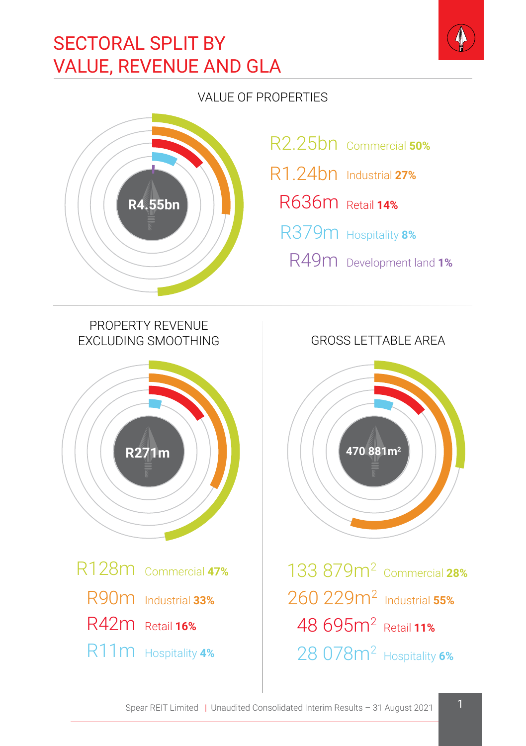# SECTORAL SPLIT BY VALUE, REVENUE AND GLA

## VALUE OF PROPERTIES

**R4.55bn**

| Value | Sector | % |
|---|---|---|
| R2.25bn | Commercial | **50%** |
| R1.24bn | Industrial | **27%** |
| R636m | Retail | **14%** |
| R379m | Hospitality | **8%** |
| R49m | Development land | **1%** |

## PROPERTY REVENUE EXCLUDING SMOOTHING

**R271m**

| Revenue | Sector | % |
|---|---|---|
| R128m | Commercial | **47%** |
| R90m | Industrial | **33%** |
| R42m | Retail | **16%** |
| R11m | Hospitality | **4%** |

## GROSS LETTABLE AREA

**470 881m²**

| GLA | Sector | % |
|---|---|---|
| 133 879m² | Commercial | **28%** |
| 260 229m² | Industrial | **55%** |
| 48 695m² | Retail | **11%** |
| 28 078m² | Hospitality | **6%** |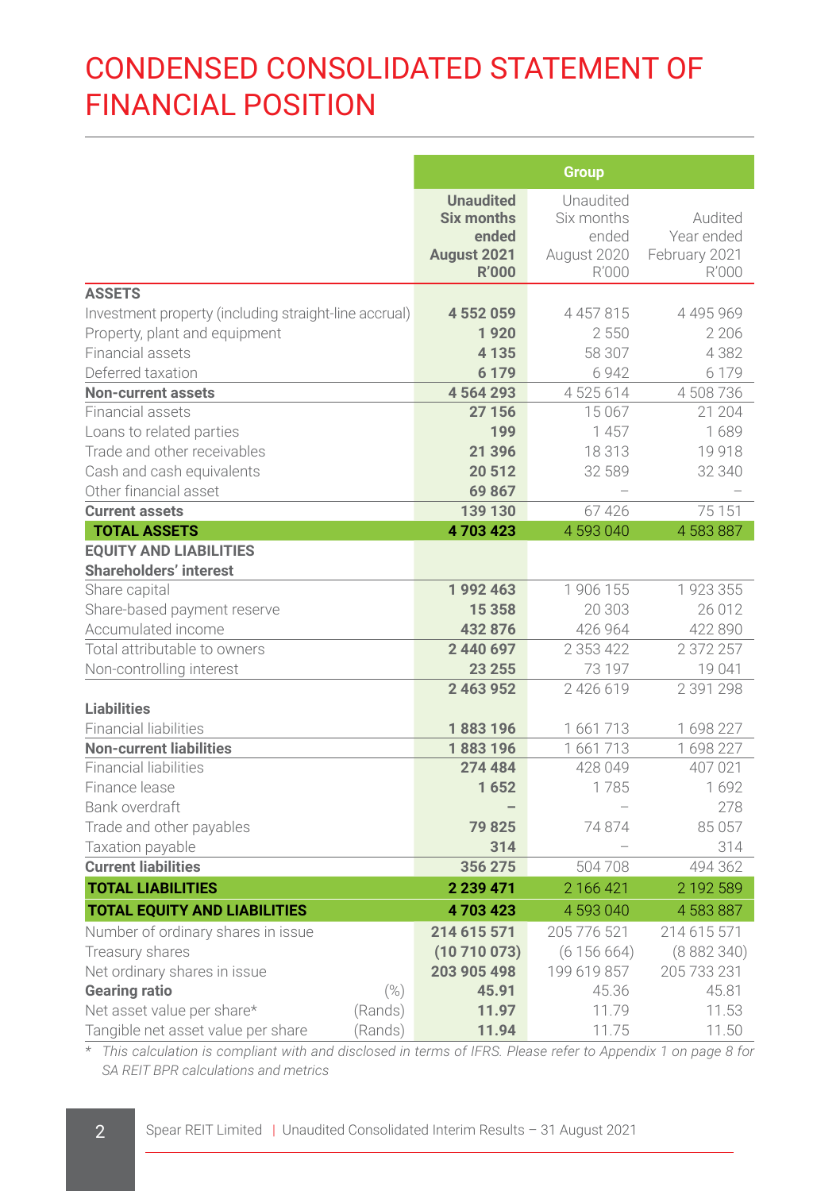# CONDENSED CONSOLIDATED STATEMENT OF FINANCIAL POSITION

| | | Group | | |
|---|---|---|---|---|
| | | **Unaudited Six months ended August 2021 R'000** | Unaudited Six months ended August 2020 R'000 | Audited Year ended February 2021 R'000 |
| **ASSETS** | | | | |
| Investment property (including straight-line accrual) | | **4 552 059** | 4 457 815 | 4 495 969 |
| Property, plant and equipment | | **1 920** | 2 550 | 2 206 |
| Financial assets | | **4 135** | 58 307 | 4 382 |
| Deferred taxation | | **6 179** | 6 942 | 6 179 |
| **Non-current assets** | | **4 564 293** | 4 525 614 | 4 508 736 |
| Financial assets | | **27 156** | 15 067 | 21 204 |
| Loans to related parties | | **199** | 1 457 | 1 689 |
| Trade and other receivables | | **21 396** | 18 313 | 19 918 |
| Cash and cash equivalents | | **20 512** | 32 589 | 32 340 |
| Other financial asset | | **69 867** | – | – |
| **Current assets** | | **139 130** | 67 426 | 75 151 |
| **TOTAL ASSETS** | | **4 703 423** | 4 593 040 | 4 583 887 |
| **EQUITY AND LIABILITIES** | | | | |
| **Shareholders' interest** | | | | |
| Share capital | | **1 992 463** | 1 906 155 | 1 923 355 |
| Share-based payment reserve | | **15 358** | 20 303 | 26 012 |
| Accumulated income | | **432 876** | 426 964 | 422 890 |
| Total attributable to owners | | **2 440 697** | 2 353 422 | 2 372 257 |
| Non-controlling interest | | **23 255** | 73 197 | 19 041 |
| | | **2 463 952** | 2 426 619 | 2 391 298 |
| **Liabilities** | | | | |
| Financial liabilities | | **1 883 196** | 1 661 713 | 1 698 227 |
| **Non-current liabilities** | | **1 883 196** | 1 661 713 | 1 698 227 |
| Financial liabilities | | **274 484** | 428 049 | 407 021 |
| Finance lease | | **1 652** | 1 785 | 1 692 |
| Bank overdraft | | **–** | – | 278 |
| Trade and other payables | | **79 825** | 74 874 | 85 057 |
| Taxation payable | | **314** | – | 314 |
| **Current liabilities** | | **356 275** | 504 708 | 494 362 |
| **TOTAL LIABILITIES** | | **2 239 471** | 2 166 421 | 2 192 589 |
| **TOTAL EQUITY AND LIABILITIES** | | **4 703 423** | 4 593 040 | 4 583 887 |
| Number of ordinary shares in issue | | **214 615 571** | 205 776 521 | 214 615 571 |
| Treasury shares | | **(10 710 073)** | (6 156 664) | (8 882 340) |
| Net ordinary shares in issue | | **203 905 498** | 199 619 857 | 205 733 231 |
| **Gearing ratio** | (%) | **45.91** | 45.36 | 45.81 |
| Net asset value per share* | (Rands) | **11.97** | 11.79 | 11.53 |
| Tangible net asset value per share | (Rands) | **11.94** | 11.75 | 11.50 |

\* *This calculation is compliant with and disclosed in terms of IFRS. Please refer to Appendix 1 on page 8 for SA REIT BPR calculations and metrics*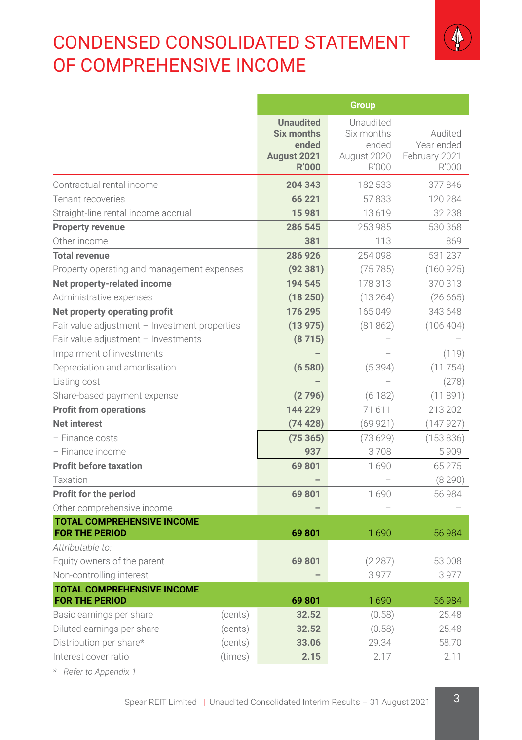# CONDENSED CONSOLIDATED STATEMENT OF COMPREHENSIVE INCOME

| | | Group | | |
|---|---|---|---|---|
| | | **Unaudited Six months ended August 2021 R'000** | Unaudited Six months ended August 2020 R'000 | Audited Year ended February 2021 R'000 |
| Contractual rental income | | **204 343** | 182 533 | 377 846 |
| Tenant recoveries | | **66 221** | 57 833 | 120 284 |
| Straight-line rental income accrual | | **15 981** | 13 619 | 32 238 |
| **Property revenue** | | **286 545** | 253 985 | 530 368 |
| Other income | | **381** | 113 | 869 |
| **Total revenue** | | **286 926** | 254 098 | 531 237 |
| Property operating and management expenses | | **(92 381)** | (75 785) | (160 925) |
| **Net property-related income** | | **194 545** | 178 313 | 370 313 |
| Administrative expenses | | **(18 250)** | (13 264) | (26 665) |
| **Net property operating profit** | | **176 295** | 165 049 | 343 648 |
| Fair value adjustment – Investment properties | | **(13 975)** | (81 862) | (106 404) |
| Fair value adjustment – Investments | | **(8 715)** | – | – |
| Impairment of investments | | **–** | – | (119) |
| Depreciation and amortisation | | **(6 580)** | (5 394) | (11 754) |
| Listing cost | | **–** | – | (278) |
| Share-based payment expense | | **(2 796)** | (6 182) | (11 891) |
| **Profit from operations** | | **144 229** | 71 611 | 213 202 |
| **Net interest** | | **(74 428)** | (69 921) | (147 927) |
| – Finance costs | | **(75 365)** | (73 629) | (153 836) |
| – Finance income | | **937** | 3 708 | 5 909 |
| **Profit before taxation** | | **69 801** | 1 690 | 65 275 |
| Taxation | | **–** | – | (8 290) |
| **Profit for the period** | | **69 801** | 1 690 | 56 984 |
| Other comprehensive income | | **–** | – | – |
| **TOTAL COMPREHENSIVE INCOME FOR THE PERIOD** | | **69 801** | 1 690 | 56 984 |
| *Attributable to:* | | | | |
| Equity owners of the parent | | **69 801** | (2 287) | 53 008 |
| Non-controlling interest | | **–** | 3 977 | 3 977 |
| **TOTAL COMPREHENSIVE INCOME FOR THE PERIOD** | | **69 801** | 1 690 | 56 984 |
| Basic earnings per share | (cents) | **32.52** | (0.58) | 25.48 |
| Diluted earnings per share | (cents) | **32.52** | (0.58) | 25.48 |
| Distribution per share* | (cents) | **33.06** | 29.34 | 58.70 |
| Interest cover ratio | (times) | **2.15** | 2.17 | 2.11 |

\* *Refer to Appendix 1*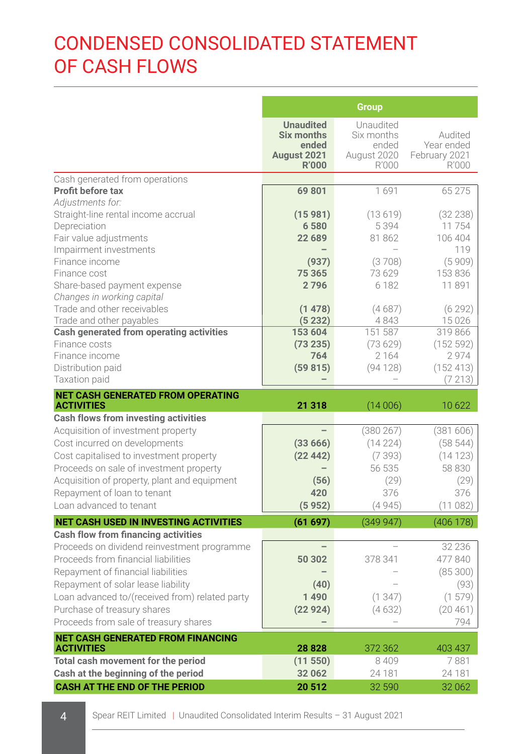# CONDENSED CONSOLIDATED STATEMENT OF CASH FLOWS

| | Group | | |
|---|---|---|---|
| | **Unaudited Six months ended August 2021 R'000** | Unaudited Six months ended August 2020 R'000 | Audited Year ended February 2021 R'000 |
| Cash generated from operations | | | |
| **Profit before tax** | **69 801** | 1 691 | 65 275 |
| *Adjustments for:* | | | |
| Straight-line rental income accrual | **(15 981)** | (13 619) | (32 238) |
| Depreciation | **6 580** | 5 394 | 11 754 |
| Fair value adjustments | **22 689** | 81 862 | 106 404 |
| Impairment investments | **–** | – | 119 |
| Finance income | **(937)** | (3 708) | (5 909) |
| Finance cost | **75 365** | 73 629 | 153 836 |
| Share-based payment expense | **2 796** | 6 182 | 11 891 |
| *Changes in working capital* | | | |
| Trade and other receivables | **(1 478)** | (4 687) | (6 292) |
| Trade and other payables | **(5 232)** | 4 843 | 15 026 |
| **Cash generated from operating activities** | **153 604** | 151 587 | 319 866 |
| Finance costs | **(73 235)** | (73 629) | (152 592) |
| Finance income | **764** | 2 164 | 2 974 |
| Distribution paid | **(59 815)** | (94 128) | (152 413) |
| Taxation paid | **–** | – | (7 213) |
| **NET CASH GENERATED FROM OPERATING ACTIVITIES** | **21 318** | (14 006) | 10 622 |
| **Cash flows from investing activities** | | | |
| Acquisition of investment property | **–** | (380 267) | (381 606) |
| Cost incurred on developments | **(33 666)** | (14 224) | (58 544) |
| Cost capitalised to investment property | **(22 442)** | (7 393) | (14 123) |
| Proceeds on sale of investment property | **–** | 56 535 | 58 830 |
| Acquisition of property, plant and equipment | **(56)** | (29) | (29) |
| Repayment of loan to tenant | **420** | 376 | 376 |
| Loan advanced to tenant | **(5 952)** | (4 945) | (11 082) |
| **NET CASH USED IN INVESTING ACTIVITIES** | **(61 697)** | (349 947) | (406 178) |
| **Cash flow from financing activities** | | | |
| Proceeds on dividend reinvestment programme | **–** | – | 32 236 |
| Proceeds from financial liabilities | **50 302** | 378 341 | 477 840 |
| Repayment of financial liabilities | **–** | – | (85 300) |
| Repayment of solar lease liability | **(40)** | – | (93) |
| Loan advanced to/(received from) related party | **1 490** | (1 347) | (1 579) |
| Purchase of treasury shares | **(22 924)** | (4 632) | (20 461) |
| Proceeds from sale of treasury shares | **–** | – | 794 |
| **NET CASH GENERATED FROM FINANCING ACTIVITIES** | **28 828** | 372 362 | 403 437 |
| **Total cash movement for the period** | **(11 550)** | 8 409 | 7 881 |
| **Cash at the beginning of the period** | **32 062** | 24 181 | 24 181 |
| **CASH AT THE END OF THE PERIOD** | **20 512** | 32 590 | 32 062 |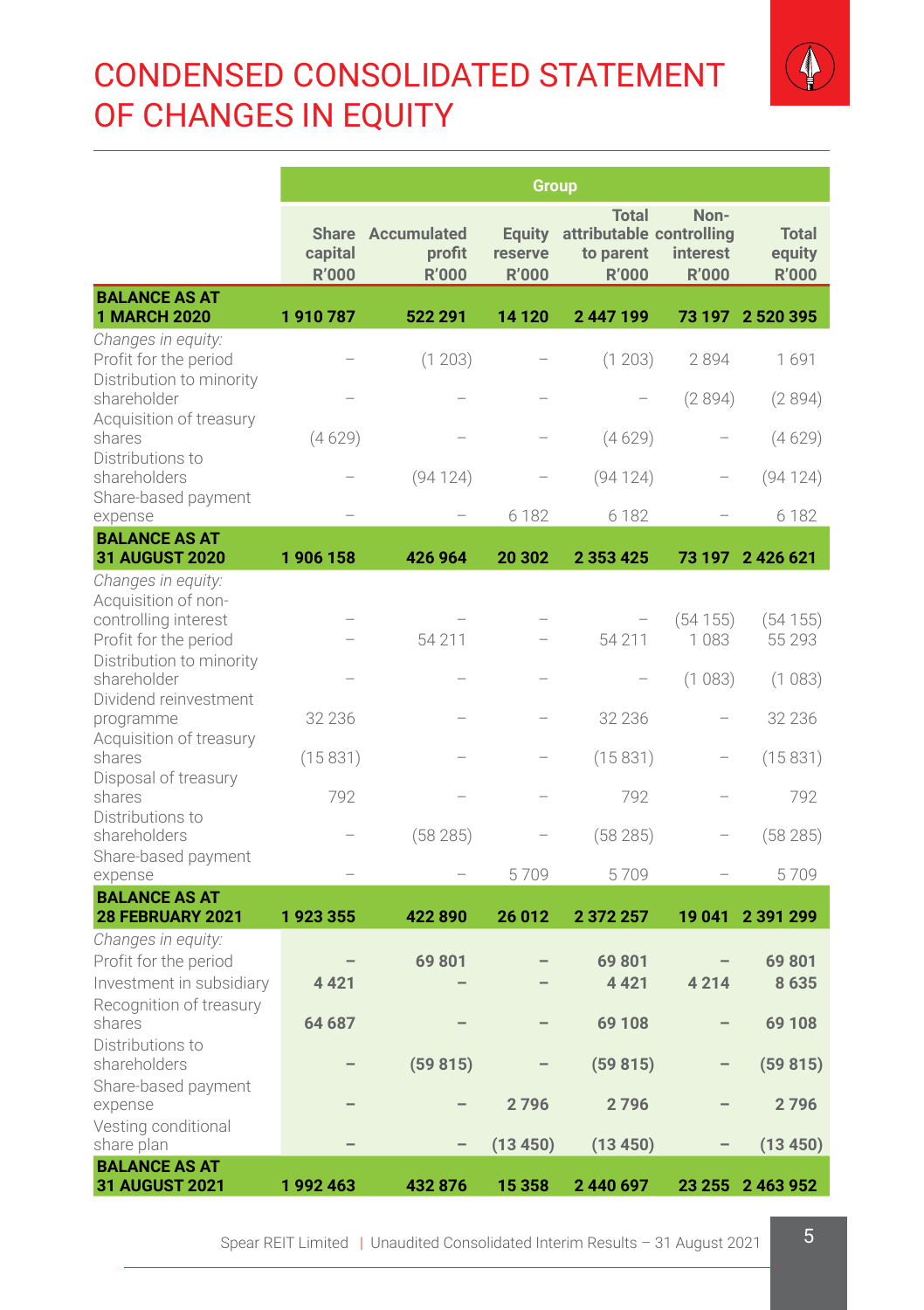# CONDENSED CONSOLIDATED STATEMENT OF CHANGES IN EQUITY

| | Group | | | | | |
|---|---|---|---|---|---|---|
| | Share capital R'000 | Accumulated profit R'000 | Equity reserve R'000 | Total attributable to parent R'000 | Non-controlling interest R'000 | Total equity R'000 |
| **BALANCE AS AT 1 MARCH 2020** | **1 910 787** | **522 291** | **14 120** | **2 447 199** | **73 197** | **2 520 395** |
| *Changes in equity:* | | | | | | |
| Profit for the period | – | (1 203) | – | (1 203) | 2 894 | 1 691 |
| Distribution to minority shareholder | – | – | – | – | (2 894) | (2 894) |
| Acquisition of treasury shares | (4 629) | – | – | (4 629) | – | (4 629) |
| Distributions to shareholders | – | (94 124) | – | (94 124) | – | (94 124) |
| Share-based payment expense | – | – | 6 182 | 6 182 | – | 6 182 |
| **BALANCE AS AT 31 AUGUST 2020** | **1 906 158** | **426 964** | **20 302** | **2 353 425** | **73 197** | **2 426 621** |
| *Changes in equity:* | | | | | | |
| Acquisition of non-controlling interest | – | – | – | – | (54 155) | (54 155) |
| Profit for the period | – | 54 211 | – | 54 211 | 1 083 | 55 293 |
| Distribution to minority shareholder | – | – | – | – | (1 083) | (1 083) |
| Dividend reinvestment programme | 32 236 | – | – | 32 236 | – | 32 236 |
| Acquisition of treasury shares | (15 831) | – | – | (15 831) | – | (15 831) |
| Disposal of treasury shares | 792 | – | – | 792 | – | 792 |
| Distributions to shareholders | – | (58 285) | – | (58 285) | – | (58 285) |
| Share-based payment expense | – | – | 5 709 | 5 709 | – | 5 709 |
| **BALANCE AS AT 28 FEBRUARY 2021** | **1 923 355** | **422 890** | **26 012** | **2 372 257** | **19 041** | **2 391 299** |
| *Changes in equity:* | | | | | | |
| Profit for the period | **–** | **69 801** | **–** | **69 801** | **–** | **69 801** |
| Investment in subsidiary | **4 421** | **–** | **–** | **4 421** | **4 214** | **8 635** |
| Recognition of treasury shares | **64 687** | **–** | **–** | **69 108** | **–** | **69 108** |
| Distributions to shareholders | **–** | **(59 815)** | **–** | **(59 815)** | **–** | **(59 815)** |
| Share-based payment expense | **–** | **–** | **2 796** | **2 796** | **–** | **2 796** |
| Vesting conditional share plan | **–** | **–** | **(13 450)** | **(13 450)** | **–** | **(13 450)** |
| **BALANCE AS AT 31 AUGUST 2021** | **1 992 463** | **432 876** | **15 358** | **2 440 697** | **23 255** | **2 463 952** |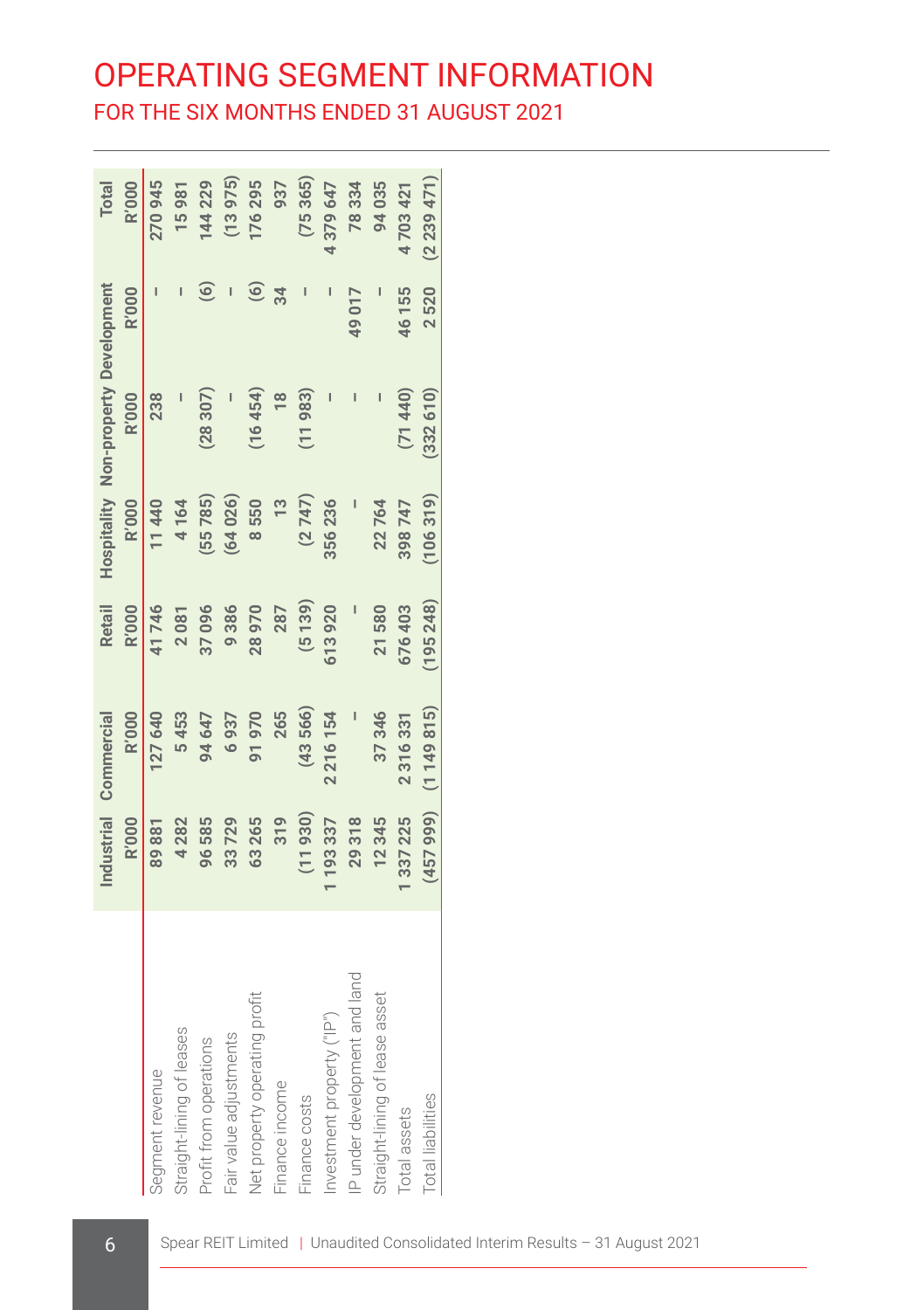# OPERATING SEGMENT INFORMATION

## FOR THE SIX MONTHS ENDED 31 AUGUST 2021

| | Industrial R'000 | Commercial R'000 | Retail R'000 | Hospitality R'000 | Non-property R'000 | Development R'000 | Total R'000 |
|---|---|---|---|---|---|---|---|
| Segment revenue | 89 881 | 127 640 | 41 746 | 11 440 | 238 | – | 270 945 |
| Straight-lining of leases | 4 282 | 5 453 | 2 081 | 4 164 | – | – | 15 981 |
| Profit from operations | 96 585 | 94 647 | 37 096 | (55 785) | (28 307) | (6) | 144 229 |
| Fair value adjustments | 33 729 | 6 937 | 9 386 | (64 026) | – | – | (13 975) |
| Net property operating profit | 63 265 | 91 970 | 28 970 | 8 550 | (16 454) | (6) | 176 295 |
| Finance income | 319 | 265 | 287 | 13 | 18 | 34 | 937 |
| Finance costs | (11 930) | (43 566) | (5 139) | (2 747) | (11 983) | – | (75 365) |
| Investment property ("IP") | 1 193 337 | 2 216 154 | 613 920 | 356 236 | – | – | 4 379 647 |
| IP under development and land | 29 318 | – | – | – | – | 49 017 | 78 334 |
| Straight-lining of lease asset | 12 345 | 37 346 | 21 580 | 22 764 | – | – | 94 035 |
| Total assets | 1 337 225 | 2 316 331 | 676 403 | 398 747 | (71 440) | 46 155 | 4 703 421 |
| Total liabilities | (457 999) | (1 149 815) | (195 248) | (106 319) | (332 610) | 2 520 | (2 239 471) |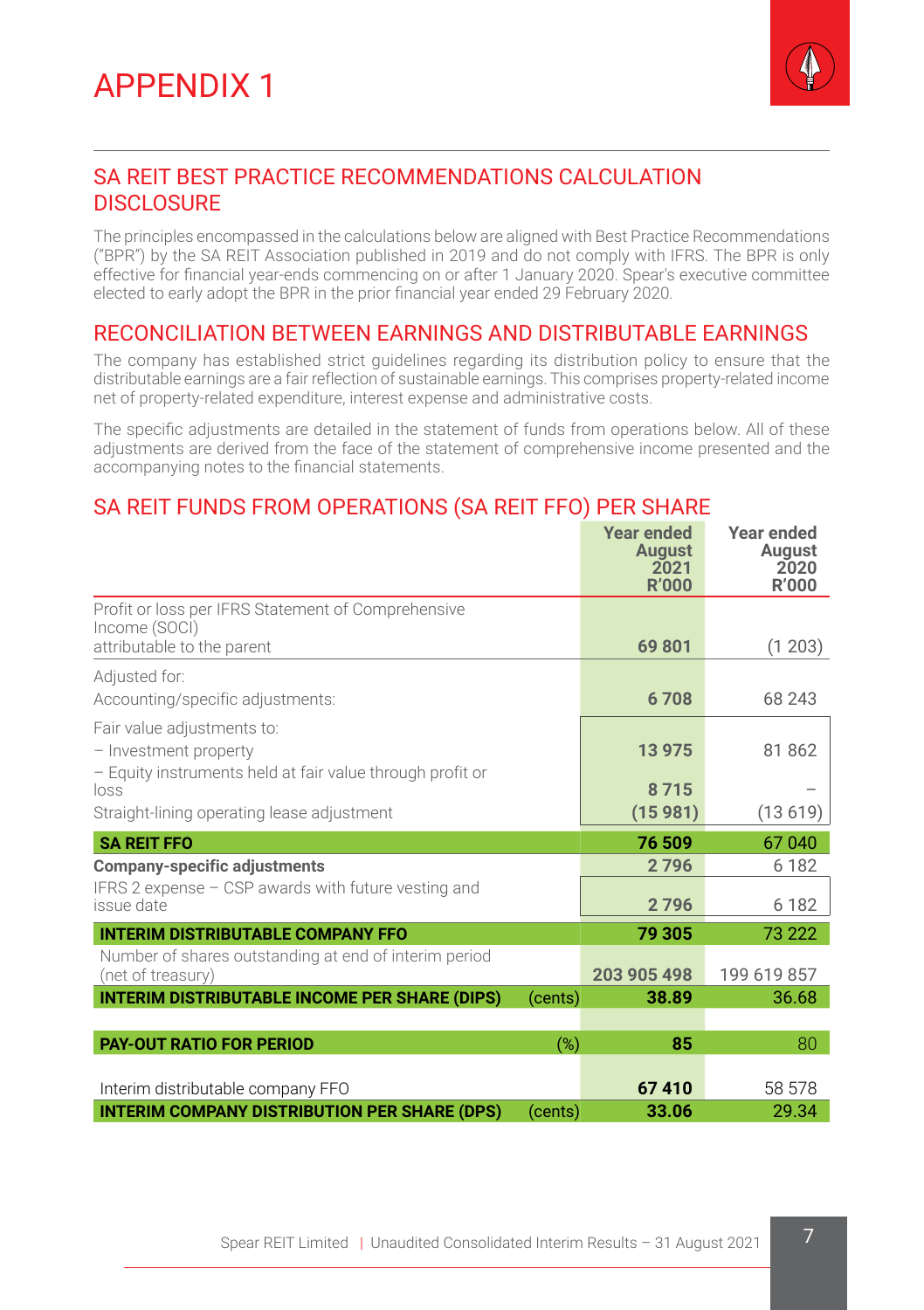# APPENDIX 1

## SA REIT BEST PRACTICE RECOMMENDATIONS CALCULATION DISCLOSURE

The principles encompassed in the calculations below are aligned with Best Practice Recommendations ("BPR") by the SA REIT Association published in 2019 and do not comply with IFRS. The BPR is only effective for financial year-ends commencing on or after 1 January 2020. Spear's executive committee elected to early adopt the BPR in the prior financial year ended 29 February 2020.

## RECONCILIATION BETWEEN EARNINGS AND DISTRIBUTABLE EARNINGS

The company has established strict guidelines regarding its distribution policy to ensure that the distributable earnings are a fair reflection of sustainable earnings. This comprises property-related income net of property-related expenditure, interest expense and administrative costs.

The specific adjustments are detailed in the statement of funds from operations below. All of these adjustments are derived from the face of the statement of comprehensive income presented and the accompanying notes to the financial statements.

## SA REIT FUNDS FROM OPERATIONS (SA REIT FFO) PER SHARE

| | | Year ended August 2021 R'000 | Year ended August 2020 R'000 |
|---|---|---|---|
| Profit or loss per IFRS Statement of Comprehensive Income (SOCI) attributable to the parent | | **69 801** | (1 203) |
| Adjusted for: | | | |
| Accounting/specific adjustments: | | **6 708** | 68 243 |
| Fair value adjustments to: | | | |
| – Investment property | | **13 975** | 81 862 |
| – Equity instruments held at fair value through profit or loss | | **8 715** | – |
| Straight-lining operating lease adjustment | | **(15 981)** | (13 619) |
| **SA REIT FFO** | | **76 509** | 67 040 |
| **Company-specific adjustments** | | **2 796** | 6 182 |
| IFRS 2 expense – CSP awards with future vesting and issue date | | **2 796** | 6 182 |
| **INTERIM DISTRIBUTABLE COMPANY FFO** | | **79 305** | 73 222 |
| Number of shares outstanding at end of interim period (net of treasury) | | **203 905 498** | 199 619 857 |
| **INTERIM DISTRIBUTABLE INCOME PER SHARE (DIPS)** | (cents) | **38.89** | 36.68 |
| **PAY-OUT RATIO FOR PERIOD** | (%) | **85** | 80 |
| Interim distributable company FFO | | **67 410** | 58 578 |
| **INTERIM COMPANY DISTRIBUTION PER SHARE (DPS)** | (cents) | **33.06** | 29.34 |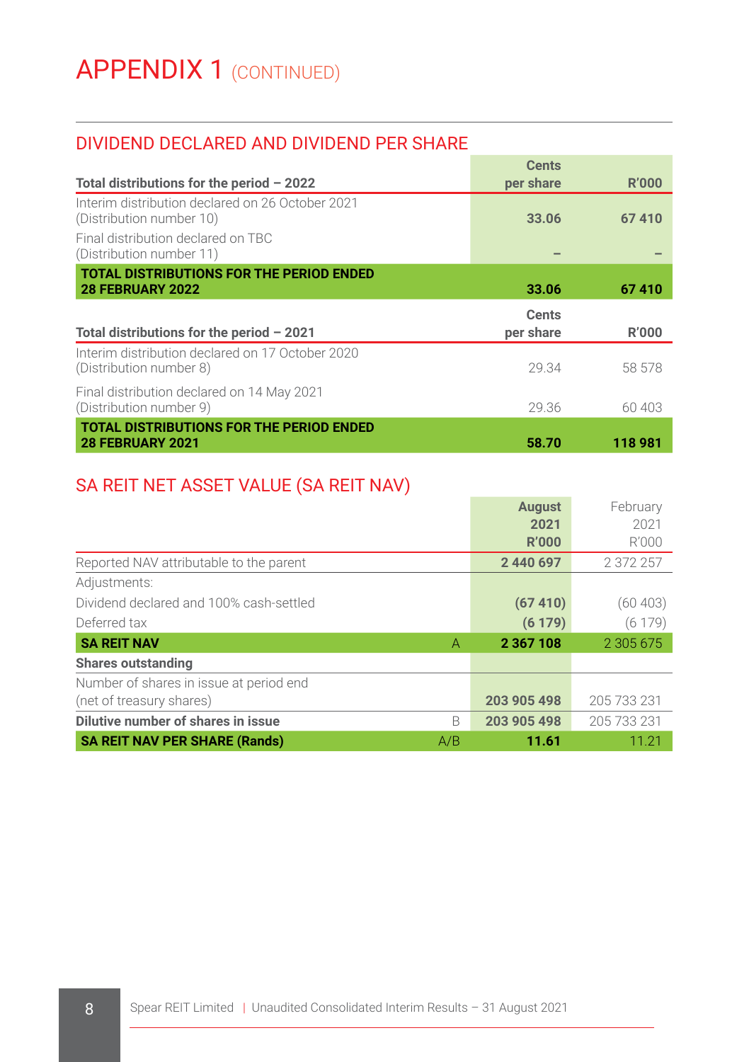# APPENDIX 1 (CONTINUED)

## DIVIDEND DECLARED AND DIVIDEND PER SHARE

| Total distributions for the period – 2022 | Cents per share | R'000 |
|---|---|---|
| Interim distribution declared on 26 October 2021 (Distribution number 10) | **33.06** | **67 410** |
| Final distribution declared on TBC (Distribution number 11) | **–** | **–** |
| **TOTAL DISTRIBUTIONS FOR THE PERIOD ENDED 28 FEBRUARY 2022** | **33.06** | **67 410** |

| Total distributions for the period – 2021 | Cents per share | R'000 |
|---|---|---|
| Interim distribution declared on 17 October 2020 (Distribution number 8) | 29.34 | 58 578 |
| Final distribution declared on 14 May 2021 (Distribution number 9) | 29.36 | 60 403 |
| **TOTAL DISTRIBUTIONS FOR THE PERIOD ENDED 28 FEBRUARY 2021** | **58.70** | **118 981** |

## SA REIT NET ASSET VALUE (SA REIT NAV)

| | | **August 2021 R'000** | February 2021 R'000 |
|---|---|---|---|
| Reported NAV attributable to the parent | | **2 440 697** | 2 372 257 |
| Adjustments: | | | |
| Dividend declared and 100% cash-settled | | **(67 410)** | (60 403) |
| Deferred tax | | **(6 179)** | (6 179) |
| **SA REIT NAV** | A | **2 367 108** | 2 305 675 |
| **Shares outstanding** | | | |
| Number of shares in issue at period end (net of treasury shares) | | **203 905 498** | 205 733 231 |
| **Dilutive number of shares in issue** | B | **203 905 498** | 205 733 231 |
| **SA REIT NAV PER SHARE (Rands)** | A/B | **11.61** | 11.21 |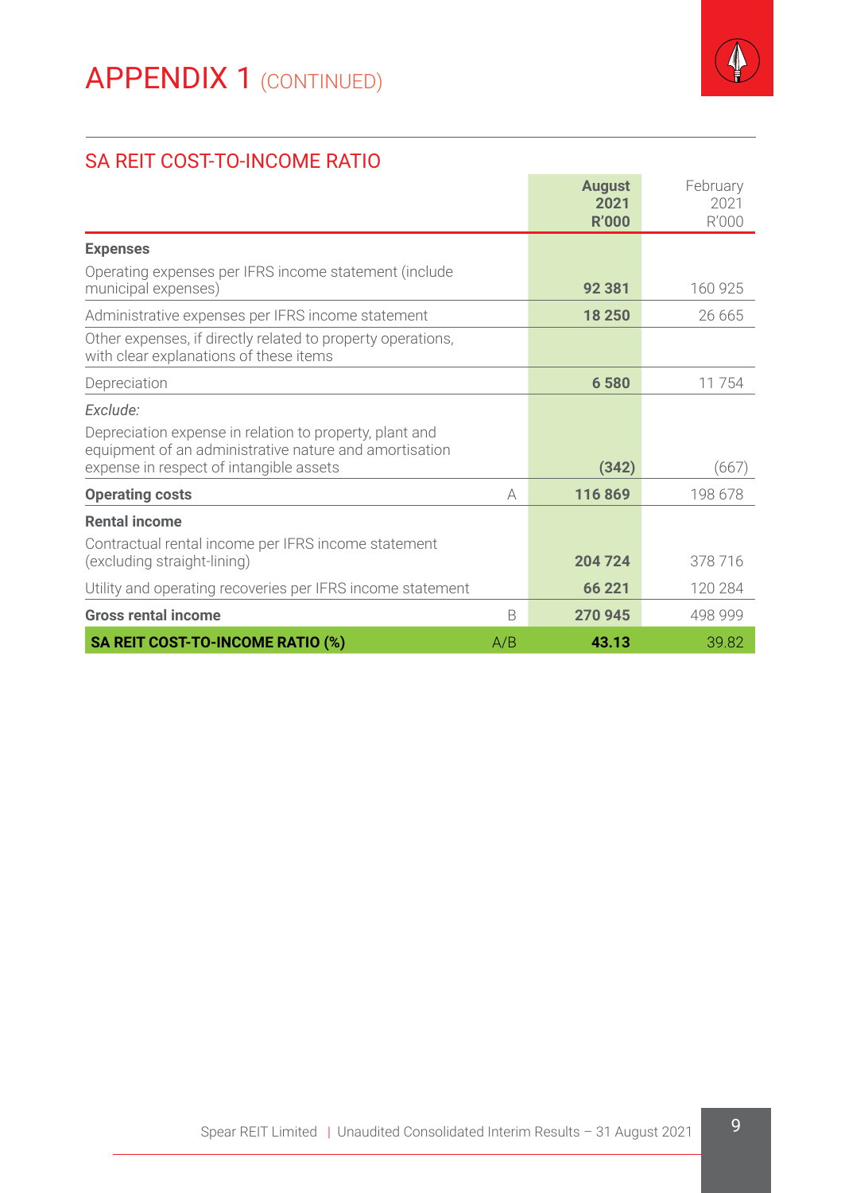# APPENDIX 1 (CONTINUED)

## SA REIT COST-TO-INCOME RATIO

| | | August 2021 R'000 | February 2021 R'000 |
|---|---|---|---|
| **Expenses** | | | |
| Operating expenses per IFRS income statement (include municipal expenses) | | **92 381** | 160 925 |
| Administrative expenses per IFRS income statement | | **18 250** | 26 665 |
| Other expenses, if directly related to property operations, with clear explanations of these items | | | |
| Depreciation | | **6 580** | 11 754 |
| *Exclude:* | | | |
| Depreciation expense in relation to property, plant and equipment of an administrative nature and amortisation expense in respect of intangible assets | | **(342)** | (667) |
| **Operating costs** | A | **116 869** | 198 678 |
| **Rental income** | | | |
| Contractual rental income per IFRS income statement (excluding straight-lining) | | **204 724** | 378 716 |
| Utility and operating recoveries per IFRS income statement | | **66 221** | 120 284 |
| **Gross rental income** | B | **270 945** | 498 999 |
| **SA REIT COST-TO-INCOME RATIO (%)** | A/B | **43.13** | 39.82 |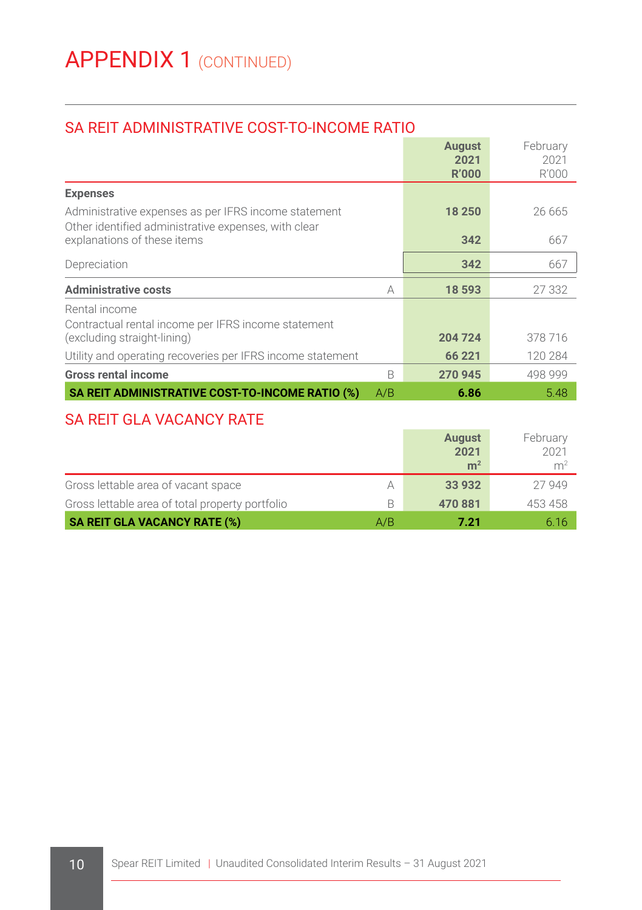# APPENDIX 1 (CONTINUED)

## SA REIT ADMINISTRATIVE COST-TO-INCOME RATIO

| | | August 2021 R'000 | February 2021 R'000 |
|---|---|---|---|
| **Expenses** | | | |
| Administrative expenses as per IFRS income statement | | **18 250** | 26 665 |
| Other identified administrative expenses, with clear explanations of these items | | **342** | 667 |
| Depreciation | | **342** | 667 |
| **Administrative costs** | A | **18 593** | 27 332 |
| Rental income | | | |
| Contractual rental income per IFRS income statement (excluding straight-lining) | | **204 724** | 378 716 |
| Utility and operating recoveries per IFRS income statement | | **66 221** | 120 284 |
| **Gross rental income** | B | **270 945** | 498 999 |
| **SA REIT ADMINISTRATIVE COST-TO-INCOME RATIO (%)** | A/B | **6.86** | 5.48 |

## SA REIT GLA VACANCY RATE

| | | August 2021 $m^2$ | February 2021 $m^2$ |
|---|---|---|---|
| Gross lettable area of vacant space | A | **33 932** | 27 949 |
| Gross lettable area of total property portfolio | B | **470 881** | 453 458 |
| **SA REIT GLA VACANCY RATE (%)** | A/B | **7.21** | 6.16 |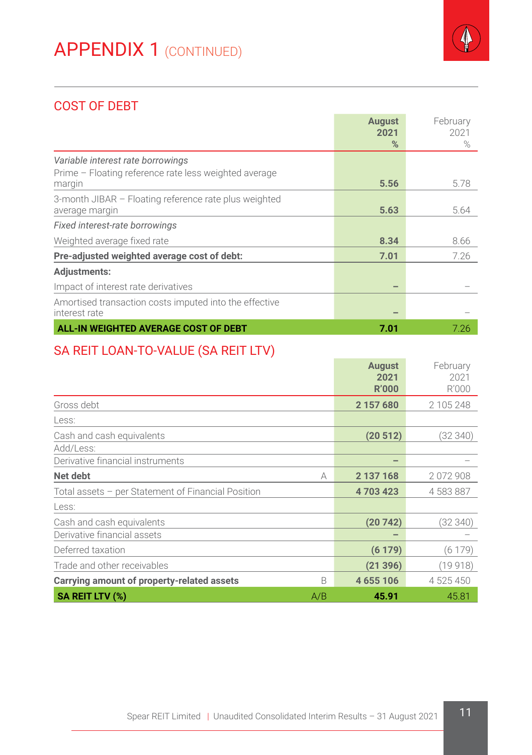# APPENDIX 1 (CONTINUED)

## COST OF DEBT

| | August 2021 % | February 2021 % |
|---|---|---|
| *Variable interest rate borrowings* | | |
| Prime – Floating reference rate less weighted average margin | **5.56** | 5.78 |
| 3-month JIBAR – Floating reference rate plus weighted average margin | **5.63** | 5.64 |
| *Fixed interest-rate borrowings* | | |
| Weighted average fixed rate | **8.34** | 8.66 |
| **Pre-adjusted weighted average cost of debt:** | **7.01** | 7.26 |
| **Adjustments:** | | |
| Impact of interest rate derivatives | **–** | – |
| Amortised transaction costs imputed into the effective interest rate | **–** | – |
| **ALL-IN WEIGHTED AVERAGE COST OF DEBT** | **7.01** | 7.26 |

## SA REIT LOAN-TO-VALUE (SA REIT LTV)

| | | August 2021 R'000 | February 2021 R'000 |
|---|---|---|---|
| Gross debt | | **2 157 680** | 2 105 248 |
| Less: | | | |
| Cash and cash equivalents | | **(20 512)** | (32 340) |
| Add/Less: | | | |
| Derivative financial instruments | | **–** | – |
| **Net debt** | A | **2 137 168** | 2 072 908 |
| Total assets – per Statement of Financial Position | | **4 703 423** | 4 583 887 |
| Less: | | | |
| Cash and cash equivalents | | **(20 742)** | (32 340) |
| Derivative financial assets | | **–** | – |
| Deferred taxation | | **(6 179)** | (6 179) |
| Trade and other receivables | | **(21 396)** | (19 918) |
| **Carrying amount of property-related assets** | B | **4 655 106** | 4 525 450 |
| **SA REIT LTV (%)** | A/B | **45.91** | 45.81 |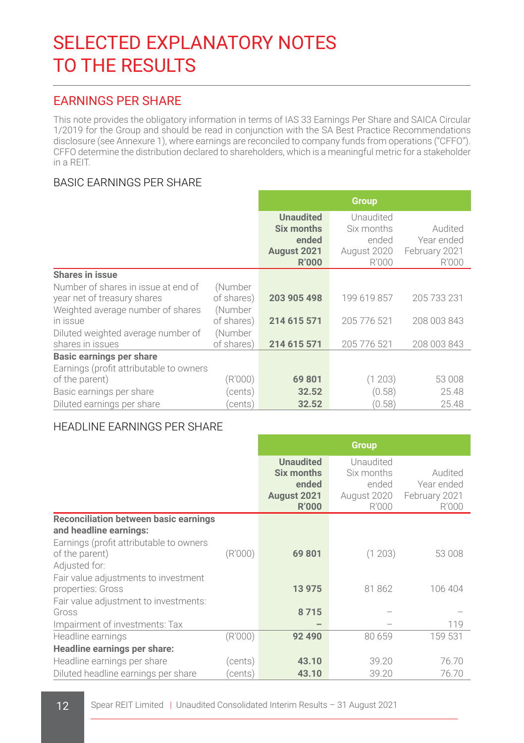# SELECTED EXPLANATORY NOTES TO THE RESULTS

## EARNINGS PER SHARE

This note provides the obligatory information in terms of IAS 33 Earnings Per Share and SAICA Circular 1/2019 for the Group and should be read in conjunction with the SA Best Practice Recommendations disclosure (see Annexure 1), where earnings are reconciled to company funds from operations ("CFFO"). CFFO determine the distribution declared to shareholders, which is a meaningful metric for a stakeholder in a REIT.

### BASIC EARNINGS PER SHARE

| | | Group | | |
|---|---|---|---|---|
| | | **Unaudited Six months ended August 2021 R'000** | Unaudited Six months ended August 2020 R'000 | Audited Year ended February 2021 R'000 |
| **Shares in issue** | | | | |
| Number of shares in issue at end of year net of treasury shares | (Number of shares) | **203 905 498** | 199 619 857 | 205 733 231 |
| Weighted average number of shares in issue | (Number of shares) | **214 615 571** | 205 776 521 | 208 003 843 |
| Diluted weighted average number of shares in issues | (Number of shares) | **214 615 571** | 205 776 521 | 208 003 843 |
| **Basic earnings per share** | | | | |
| Earnings (profit attributable to owners of the parent) | (R'000) | **69 801** | (1 203) | 53 008 |
| Basic earnings per share | (cents) | **32.52** | (0.58) | 25.48 |
| Diluted earnings per share | (cents) | **32.52** | (0.58) | 25.48 |

### HEADLINE EARNINGS PER SHARE

| | | Group | | |
|---|---|---|---|---|
| | | **Unaudited Six months ended August 2021 R'000** | Unaudited Six months ended August 2020 R'000 | Audited Year ended February 2021 R'000 |
| **Reconciliation between basic earnings and headline earnings:** | | | | |
| Earnings (profit attributable to owners of the parent) | (R'000) | **69 801** | (1 203) | 53 008 |
| Adjusted for: | | | | |
| Fair value adjustments to investment properties: Gross | | **13 975** | 81 862 | 106 404 |
| Fair value adjustment to investments: Gross | | **8 715** | – | – |
| Impairment of investments: Tax | | **–** | – | 119 |
| Headline earnings | (R'000) | **92 490** | 80 659 | 159 531 |
| **Headline earnings per share:** | | | | |
| Headline earnings per share | (cents) | **43.10** | 39.20 | 76.70 |
| Diluted headline earnings per share | (cents) | **43.10** | 39.20 | 76.70 |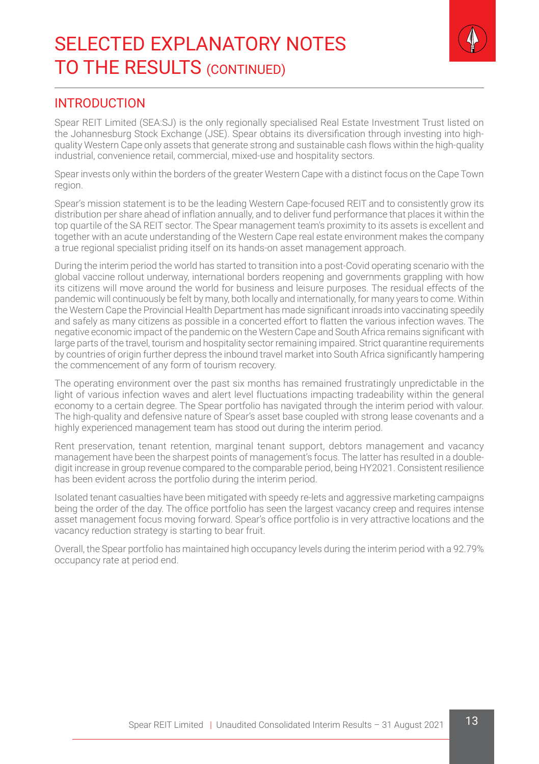# SELECTED EXPLANATORY NOTES TO THE RESULTS (CONTINUED)

## INTRODUCTION

Spear REIT Limited (SEA:SJ) is the only regionally specialised Real Estate Investment Trust listed on the Johannesburg Stock Exchange (JSE). Spear obtains its diversification through investing into high-quality Western Cape only assets that generate strong and sustainable cash flows within the high-quality industrial, convenience retail, commercial, mixed-use and hospitality sectors.

Spear invests only within the borders of the greater Western Cape with a distinct focus on the Cape Town region.

Spear's mission statement is to be the leading Western Cape-focused REIT and to consistently grow its distribution per share ahead of inflation annually, and to deliver fund performance that places it within the top quartile of the SA REIT sector. The Spear management team's proximity to its assets is excellent and together with an acute understanding of the Western Cape real estate environment makes the company a true regional specialist priding itself on its hands-on asset management approach.

During the interim period the world has started to transition into a post-Covid operating scenario with the global vaccine rollout underway, international borders reopening and governments grappling with how its citizens will move around the world for business and leisure purposes. The residual effects of the pandemic will continuously be felt by many, both locally and internationally, for many years to come. Within the Western Cape the Provincial Health Department has made significant inroads into vaccinating speedily and safely as many citizens as possible in a concerted effort to flatten the various infection waves. The negative economic impact of the pandemic on the Western Cape and South Africa remains significant with large parts of the travel, tourism and hospitality sector remaining impaired. Strict quarantine requirements by countries of origin further depress the inbound travel market into South Africa significantly hampering the commencement of any form of tourism recovery.

The operating environment over the past six months has remained frustratingly unpredictable in the light of various infection waves and alert level fluctuations impacting tradeability within the general economy to a certain degree. The Spear portfolio has navigated through the interim period with valour. The high-quality and defensive nature of Spear's asset base coupled with strong lease covenants and a highly experienced management team has stood out during the interim period.

Rent preservation, tenant retention, marginal tenant support, debtors management and vacancy management have been the sharpest points of management's focus. The latter has resulted in a double-digit increase in group revenue compared to the comparable period, being HY2021. Consistent resilience has been evident across the portfolio during the interim period.

Isolated tenant casualties have been mitigated with speedy re-lets and aggressive marketing campaigns being the order of the day. The office portfolio has seen the largest vacancy creep and requires intense asset management focus moving forward. Spear's office portfolio is in very attractive locations and the vacancy reduction strategy is starting to bear fruit.

Overall, the Spear portfolio has maintained high occupancy levels during the interim period with a 92.79% occupancy rate at period end.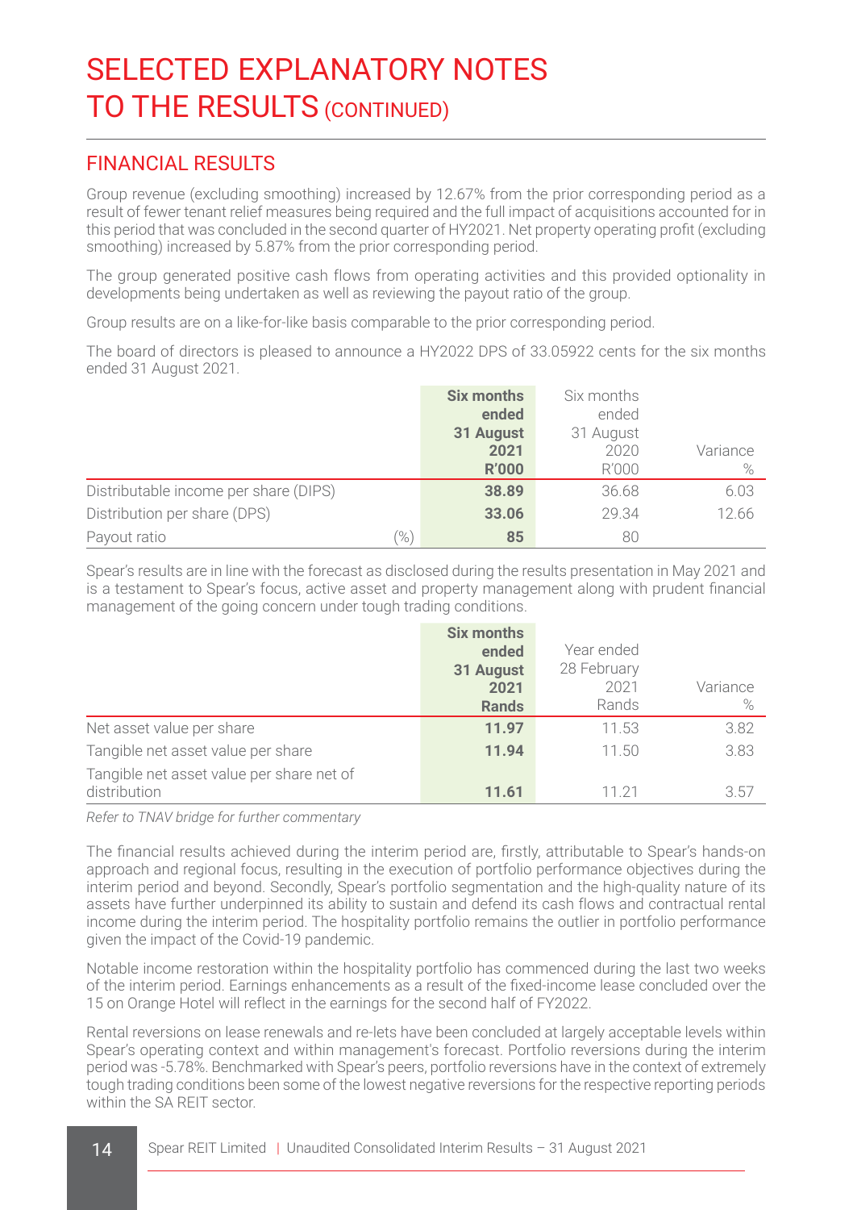# SELECTED EXPLANATORY NOTES TO THE RESULTS (CONTINUED)

## FINANCIAL RESULTS

Group revenue (excluding smoothing) increased by 12.67% from the prior corresponding period as a result of fewer tenant relief measures being required and the full impact of acquisitions accounted for in this period that was concluded in the second quarter of HY2021. Net property operating profit (excluding smoothing) increased by 5.87% from the prior corresponding period.

The group generated positive cash flows from operating activities and this provided optionality in developments being undertaken as well as reviewing the payout ratio of the group.

Group results are on a like-for-like basis comparable to the prior corresponding period.

The board of directors is pleased to announce a HY2022 DPS of 33.05922 cents for the six months ended 31 August 2021.

| | | **Six months ended 31 August 2021 R'000** | Six months ended 31 August 2020 R'000 | Variance % |
|---|---|---|---|---|
| Distributable income per share (DIPS) | | **38.89** | 36.68 | 6.03 |
| Distribution per share (DPS) | | **33.06** | 29.34 | 12.66 |
| Payout ratio | (%) | **85** | 80 | |

Spear's results are in line with the forecast as disclosed during the results presentation in May 2021 and is a testament to Spear's focus, active asset and property management along with prudent financial management of the going concern under tough trading conditions.

| | **Six months ended 31 August 2021 Rands** | Year ended 28 February 2021 Rands | Variance % |
|---|---|---|---|
| Net asset value per share | **11.97** | 11.53 | 3.82 |
| Tangible net asset value per share | **11.94** | 11.50 | 3.83 |
| Tangible net asset value per share net of distribution | **11.61** | 11.21 | 3.57 |

*Refer to TNAV bridge for further commentary*

The financial results achieved during the interim period are, firstly, attributable to Spear's hands-on approach and regional focus, resulting in the execution of portfolio performance objectives during the interim period and beyond. Secondly, Spear's portfolio segmentation and the high-quality nature of its assets have further underpinned its ability to sustain and defend its cash flows and contractual rental income during the interim period. The hospitality portfolio remains the outlier in portfolio performance given the impact of the Covid-19 pandemic.

Notable income restoration within the hospitality portfolio has commenced during the last two weeks of the interim period. Earnings enhancements as a result of the fixed-income lease concluded over the 15 on Orange Hotel will reflect in the earnings for the second half of FY2022.

Rental reversions on lease renewals and re-lets have been concluded at largely acceptable levels within Spear's operating context and within management's forecast. Portfolio reversions during the interim period was -5.78%. Benchmarked with Spear's peers, portfolio reversions have in the context of extremely tough trading conditions been some of the lowest negative reversions for the respective reporting periods within the SA REIT sector.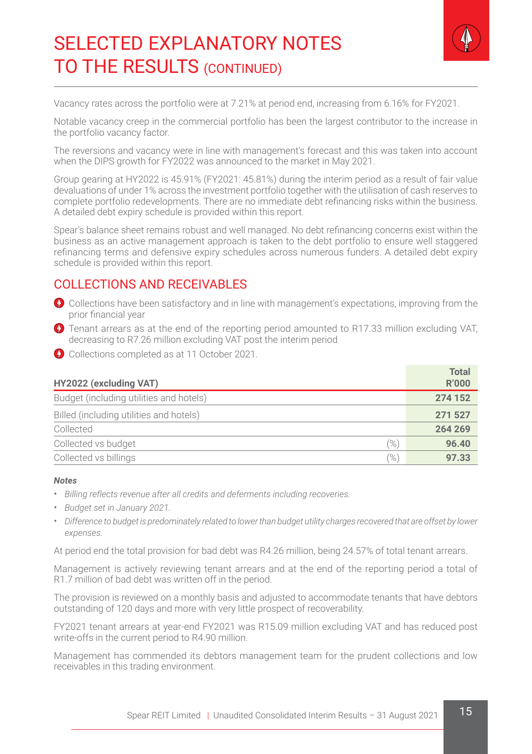# SELECTED EXPLANATORY NOTES TO THE RESULTS (CONTINUED)

Vacancy rates across the portfolio were at 7.21% at period end, increasing from 6.16% for FY2021.

Notable vacancy creep in the commercial portfolio has been the largest contributor to the increase in the portfolio vacancy factor.

The reversions and vacancy were in line with management's forecast and this was taken into account when the DIPS growth for FY2022 was announced to the market in May 2021.

Group gearing at HY2022 is 45.91% (FY2021: 45.81%) during the interim period as a result of fair value devaluations of under 1% across the investment portfolio together with the utilisation of cash reserves to complete portfolio redevelopments. There are no immediate debt refinancing risks within the business. A detailed debt expiry schedule is provided within this report.

Spear's balance sheet remains robust and well managed. No debt refinancing concerns exist within the business as an active management approach is taken to the debt portfolio to ensure well staggered refinancing terms and defensive expiry schedules across numerous funders. A detailed debt expiry schedule is provided within this report.

## COLLECTIONS AND RECEIVABLES

- Collections have been satisfactory and in line with management's expectations, improving from the prior financial year
- Tenant arrears as at the end of the reporting period amounted to R17.33 million excluding VAT, decreasing to R7.26 million excluding VAT post the interim period
- Collections completed as at 11 October 2021.

| HY2022 (excluding VAT) | | Total R'000 |
|---|---|---|
| Budget (including utilities and hotels) | | **274 152** |
| Billed (including utilities and hotels) | | **271 527** |
| Collected | | **264 269** |
| Collected vs budget | (%) | **96.40** |
| Collected vs billings | (%) | **97.33** |

***Notes***

- *Billing reflects revenue after all credits and deferments including recoveries.*
- *Budget set in January 2021.*
- *Difference to budget is predominately related to lower than budget utility charges recovered that are offset by lower expenses.*

At period end the total provision for bad debt was R4.26 million, being 24.57% of total tenant arrears.

Management is actively reviewing tenant arrears and at the end of the reporting period a total of R1.7 million of bad debt was written off in the period.

The provision is reviewed on a monthly basis and adjusted to accommodate tenants that have debtors outstanding of 120 days and more with very little prospect of recoverability.

FY2021 tenant arrears at year-end FY2021 was R15.09 million excluding VAT and has reduced post write-offs in the current period to R4.90 million.

Management has commended its debtors management team for the prudent collections and low receivables in this trading environment.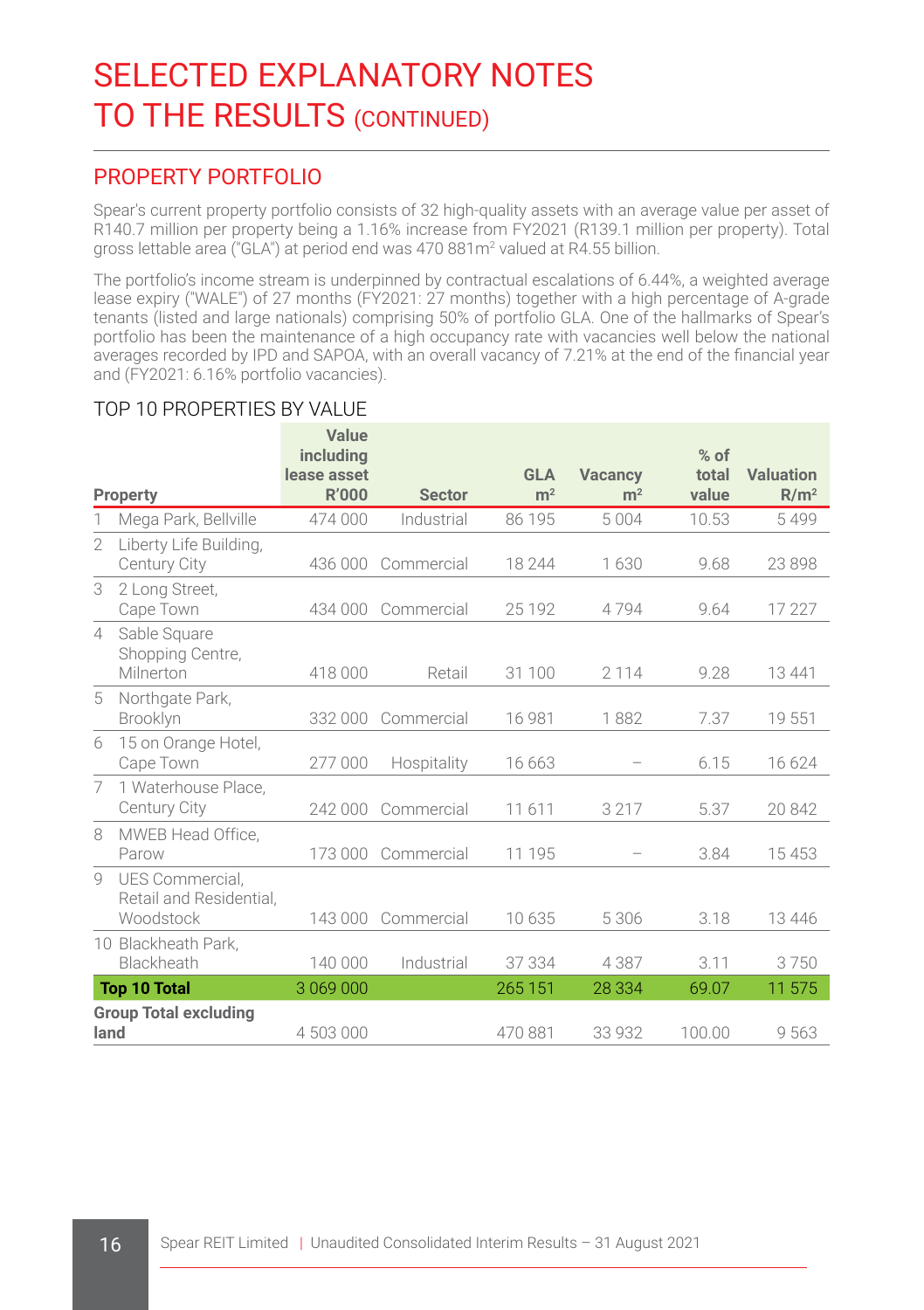# SELECTED EXPLANATORY NOTES TO THE RESULTS (CONTINUED)

## PROPERTY PORTFOLIO

Spear's current property portfolio consists of 32 high-quality assets with an average value per asset of R140.7 million per property being a 1.16% increase from FY2021 (R139.1 million per property). Total gross lettable area ("GLA") at period end was 470 881m$^2$ valued at R4.55 billion.

The portfolio's income stream is underpinned by contractual escalations of 6.44%, a weighted average lease expiry ("WALE") of 27 months (FY2021: 27 months) together with a high percentage of A-grade tenants (listed and large nationals) comprising 50% of portfolio GLA. One of the hallmarks of Spear's portfolio has been the maintenance of a high occupancy rate with vacancies well below the national averages recorded by IPD and SAPOA, with an overall vacancy of 7.21% at the end of the financial year and (FY2021: 6.16% portfolio vacancies).

### TOP 10 PROPERTIES BY VALUE

| Property | Value including lease asset R'000 | Sector | GLA m$^2$ | Vacancy m$^2$ | % of total value | Valuation R/m$^2$ |
|---|---|---|---|---|---|---|
| 1 Mega Park, Bellville | 474 000 | Industrial | 86 195 | 5 004 | 10.53 | 5 499 |
| 2 Liberty Life Building, Century City | 436 000 | Commercial | 18 244 | 1 630 | 9.68 | 23 898 |
| 3 2 Long Street, Cape Town | 434 000 | Commercial | 25 192 | 4 794 | 9.64 | 17 227 |
| 4 Sable Square Shopping Centre, Milnerton | 418 000 | Retail | 31 100 | 2 114 | 9.28 | 13 441 |
| 5 Northgate Park, Brooklyn | 332 000 | Commercial | 16 981 | 1 882 | 7.37 | 19 551 |
| 6 15 on Orange Hotel, Cape Town | 277 000 | Hospitality | 16 663 | – | 6.15 | 16 624 |
| 7 1 Waterhouse Place, Century City | 242 000 | Commercial | 11 611 | 3 217 | 5.37 | 20 842 |
| 8 MWEB Head Office, Parow | 173 000 | Commercial | 11 195 | – | 3.84 | 15 453 |
| 9 UES Commercial, Retail and Residential, Woodstock | 143 000 | Commercial | 10 635 | 5 306 | 3.18 | 13 446 |
| 10 Blackheath Park, Blackheath | 140 000 | Industrial | 37 334 | 4 387 | 3.11 | 3 750 |
| **Top 10 Total** | 3 069 000 | | 265 151 | 28 334 | 69.07 | 11 575 |
| **Group Total excluding land** | 4 503 000 | | 470 881 | 33 932 | 100.00 | 9 563 |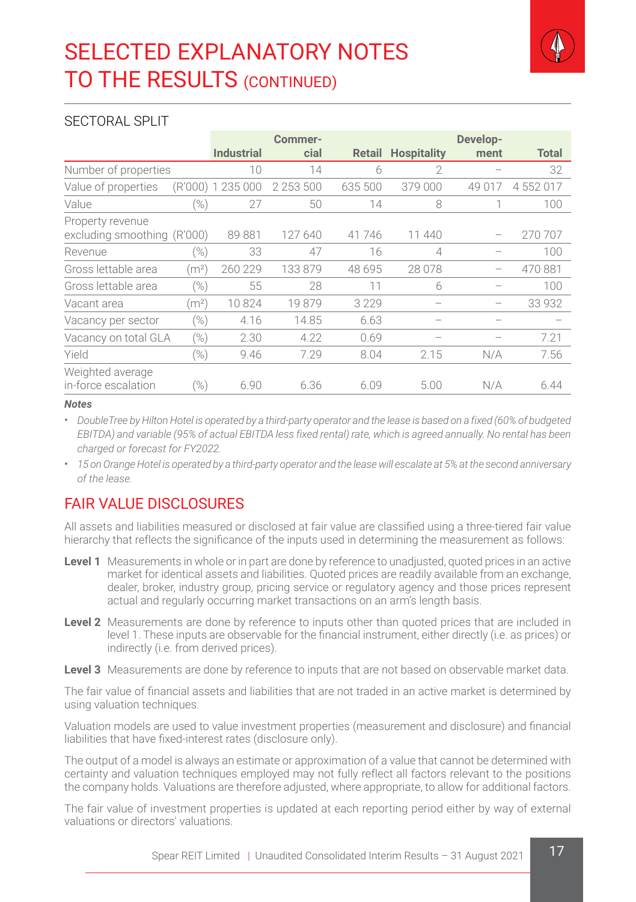# SELECTED EXPLANATORY NOTES TO THE RESULTS (CONTINUED)

## SECTORAL SPLIT

| | | Industrial | Commercial | Retail | Hospitality | Development | Total |
|---|---|---|---|---|---|---|---|
| Number of properties | | 10 | 14 | 6 | 2 | – | 32 |
| Value of properties | (R'000) | 1 235 000 | 2 253 500 | 635 500 | 379 000 | 49 017 | 4 552 017 |
| Value | (%) | 27 | 50 | 14 | 8 | 1 | 100 |
| Property revenue excluding smoothing | (R'000) | 89 881 | 127 640 | 41 746 | 11 440 | – | 270 707 |
| Revenue | (%) | 33 | 47 | 16 | 4 | – | 100 |
| Gross lettable area | ($m^2$) | 260 229 | 133 879 | 48 695 | 28 078 | – | 470 881 |
| Gross lettable area | (%) | 55 | 28 | 11 | 6 | – | 100 |
| Vacant area | ($m^2$) | 10 824 | 19 879 | 3 229 | – | – | 33 932 |
| Vacancy per sector | (%) | 4.16 | 14.85 | 6.63 | – | – | – |
| Vacancy on total GLA | (%) | 2.30 | 4.22 | 0.69 | – | – | 7.21 |
| Yield | (%) | 9.46 | 7.29 | 8.04 | 2.15 | N/A | 7.56 |
| Weighted average in-force escalation | (%) | 6.90 | 6.36 | 6.09 | 5.00 | N/A | 6.44 |

***Notes***

- *DoubleTree by Hilton Hotel is operated by a third-party operator and the lease is based on a fixed (60% of budgeted EBITDA) and variable (95% of actual EBITDA less fixed rental) rate, which is agreed annually. No rental has been charged or forecast for FY2022.*
- *15 on Orange Hotel is operated by a third-party operator and the lease will escalate at 5% at the second anniversary of the lease.*

## FAIR VALUE DISCLOSURES

All assets and liabilities measured or disclosed at fair value are classified using a three-tiered fair value hierarchy that reflects the significance of the inputs used in determining the measurement as follows:

**Level 1** Measurements in whole or in part are done by reference to unadjusted, quoted prices in an active market for identical assets and liabilities. Quoted prices are readily available from an exchange, dealer, broker, industry group, pricing service or regulatory agency and those prices represent actual and regularly occurring market transactions on an arm's length basis.

**Level 2** Measurements are done by reference to inputs other than quoted prices that are included in level 1. These inputs are observable for the financial instrument, either directly (i.e. as prices) or indirectly (i.e. from derived prices).

**Level 3** Measurements are done by reference to inputs that are not based on observable market data.

The fair value of financial assets and liabilities that are not traded in an active market is determined by using valuation techniques.

Valuation models are used to value investment properties (measurement and disclosure) and financial liabilities that have fixed-interest rates (disclosure only).

The output of a model is always an estimate or approximation of a value that cannot be determined with certainty and valuation techniques employed may not fully reflect all factors relevant to the positions the company holds. Valuations are therefore adjusted, where appropriate, to allow for additional factors.

The fair value of investment properties is updated at each reporting period either by way of external valuations or directors' valuations.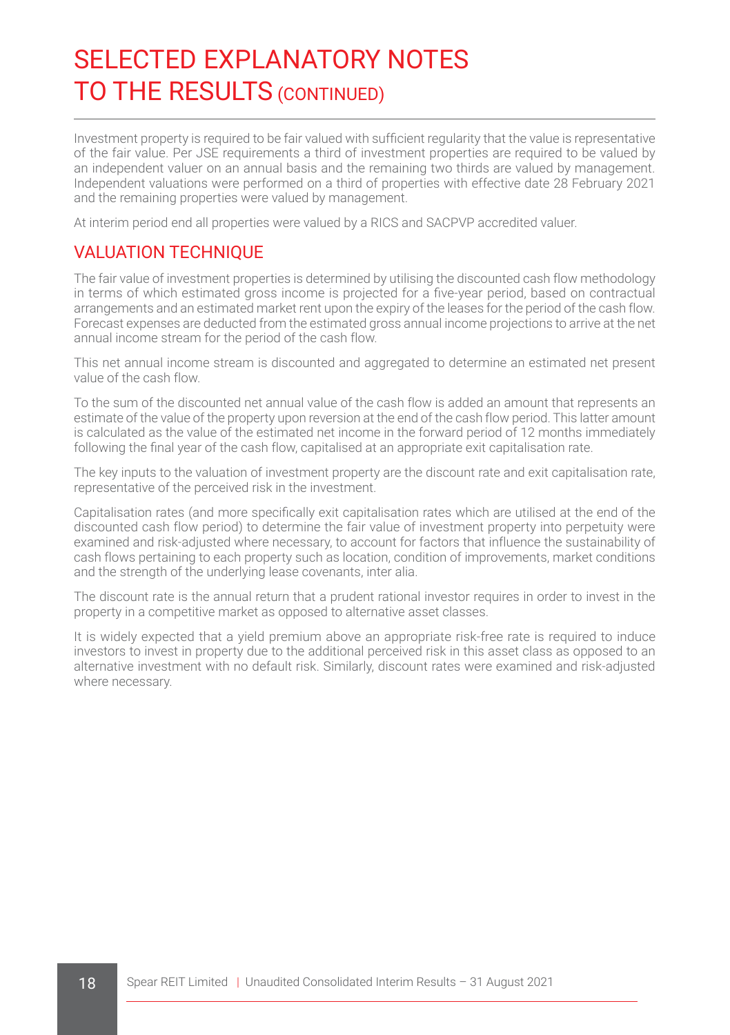# SELECTED EXPLANATORY NOTES TO THE RESULTS (CONTINUED)

Investment property is required to be fair valued with sufficient regularity that the value is representative of the fair value. Per JSE requirements a third of investment properties are required to be valued by an independent valuer on an annual basis and the remaining two thirds are valued by management. Independent valuations were performed on a third of properties with effective date 28 February 2021 and the remaining properties were valued by management.

At interim period end all properties were valued by a RICS and SACPVP accredited valuer.

## VALUATION TECHNIQUE

The fair value of investment properties is determined by utilising the discounted cash flow methodology in terms of which estimated gross income is projected for a five-year period, based on contractual arrangements and an estimated market rent upon the expiry of the leases for the period of the cash flow. Forecast expenses are deducted from the estimated gross annual income projections to arrive at the net annual income stream for the period of the cash flow.

This net annual income stream is discounted and aggregated to determine an estimated net present value of the cash flow.

To the sum of the discounted net annual value of the cash flow is added an amount that represents an estimate of the value of the property upon reversion at the end of the cash flow period. This latter amount is calculated as the value of the estimated net income in the forward period of 12 months immediately following the final year of the cash flow, capitalised at an appropriate exit capitalisation rate.

The key inputs to the valuation of investment property are the discount rate and exit capitalisation rate, representative of the perceived risk in the investment.

Capitalisation rates (and more specifically exit capitalisation rates which are utilised at the end of the discounted cash flow period) to determine the fair value of investment property into perpetuity were examined and risk-adjusted where necessary, to account for factors that influence the sustainability of cash flows pertaining to each property such as location, condition of improvements, market conditions and the strength of the underlying lease covenants, inter alia.

The discount rate is the annual return that a prudent rational investor requires in order to invest in the property in a competitive market as opposed to alternative asset classes.

It is widely expected that a yield premium above an appropriate risk-free rate is required to induce investors to invest in property due to the additional perceived risk in this asset class as opposed to an alternative investment with no default risk. Similarly, discount rates were examined and risk-adjusted where necessary.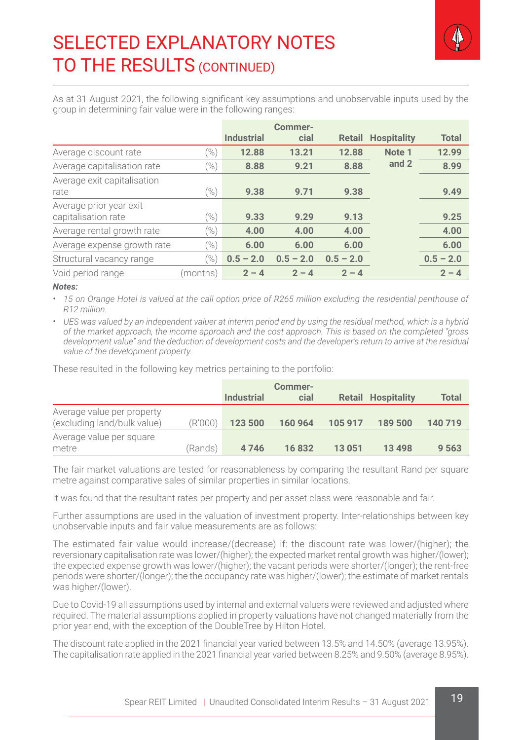# SELECTED EXPLANATORY NOTES TO THE RESULTS (CONTINUED)

As at 31 August 2021, the following significant key assumptions and unobservable inputs used by the group in determining fair value were in the following ranges:

| | | Industrial | Commercial | Retail | Hospitality | Total |
|---|---|---|---|---|---|---|
| Average discount rate | (%) | **12.88** | **13.21** | **12.88** | **Note 1 and 2** | **12.99** |
| Average capitalisation rate | (%) | **8.88** | **9.21** | **8.88** | | **8.99** |
| Average exit capitalisation rate | (%) | **9.38** | **9.71** | **9.38** | | **9.49** |
| Average prior year exit capitalisation rate | (%) | **9.33** | **9.29** | **9.13** | | **9.25** |
| Average rental growth rate | (%) | **4.00** | **4.00** | **4.00** | | **4.00** |
| Average expense growth rate | (%) | **6.00** | **6.00** | **6.00** | | **6.00** |
| Structural vacancy range | (%) | **0.5 – 2.0** | **0.5 – 2.0** | **0.5 – 2.0** | | **0.5 – 2.0** |
| Void period range | (months) | **2 – 4** | **2 – 4** | **2 – 4** | | **2 – 4** |

***Notes:***

- *15 on Orange Hotel is valued at the call option price of R265 million excluding the residential penthouse of R12 million.*
- *UES was valued by an independent valuer at interim period end by using the residual method, which is a hybrid of the market approach, the income approach and the cost approach. This is based on the completed "gross development value" and the deduction of development costs and the developer's return to arrive at the residual value of the development property.*

These resulted in the following key metrics pertaining to the portfolio:

| | | Industrial | Commercial | Retail | Hospitality | Total |
|---|---|---|---|---|---|---|
| Average value per property (excluding land/bulk value) | (R'000) | **123 500** | **160 964** | **105 917** | **189 500** | **140 719** |
| Average value per square metre | (Rands) | **4 746** | **16 832** | **13 051** | **13 498** | **9 563** |

The fair market valuations are tested for reasonableness by comparing the resultant Rand per square metre against comparative sales of similar properties in similar locations.

It was found that the resultant rates per property and per asset class were reasonable and fair.

Further assumptions are used in the valuation of investment property. Inter-relationships between key unobservable inputs and fair value measurements are as follows:

The estimated fair value would increase/(decrease) if: the discount rate was lower/(higher); the reversionary capitalisation rate was lower/(higher); the expected market rental growth was higher/(lower); the expected expense growth was lower/(higher); the vacant periods were shorter/(longer); the rent-free periods were shorter/(longer); the the occupancy rate was higher/(lower); the estimate of market rentals was higher/(lower).

Due to Covid-19 all assumptions used by internal and external valuers were reviewed and adjusted where required. The material assumptions applied in property valuations have not changed materially from the prior year end, with the exception of the DoubleTree by Hilton Hotel.

The discount rate applied in the 2021 financial year varied between 13.5% and 14.50% (average 13.95%). The capitalisation rate applied in the 2021 financial year varied between 8.25% and 9.50% (average 8.95%).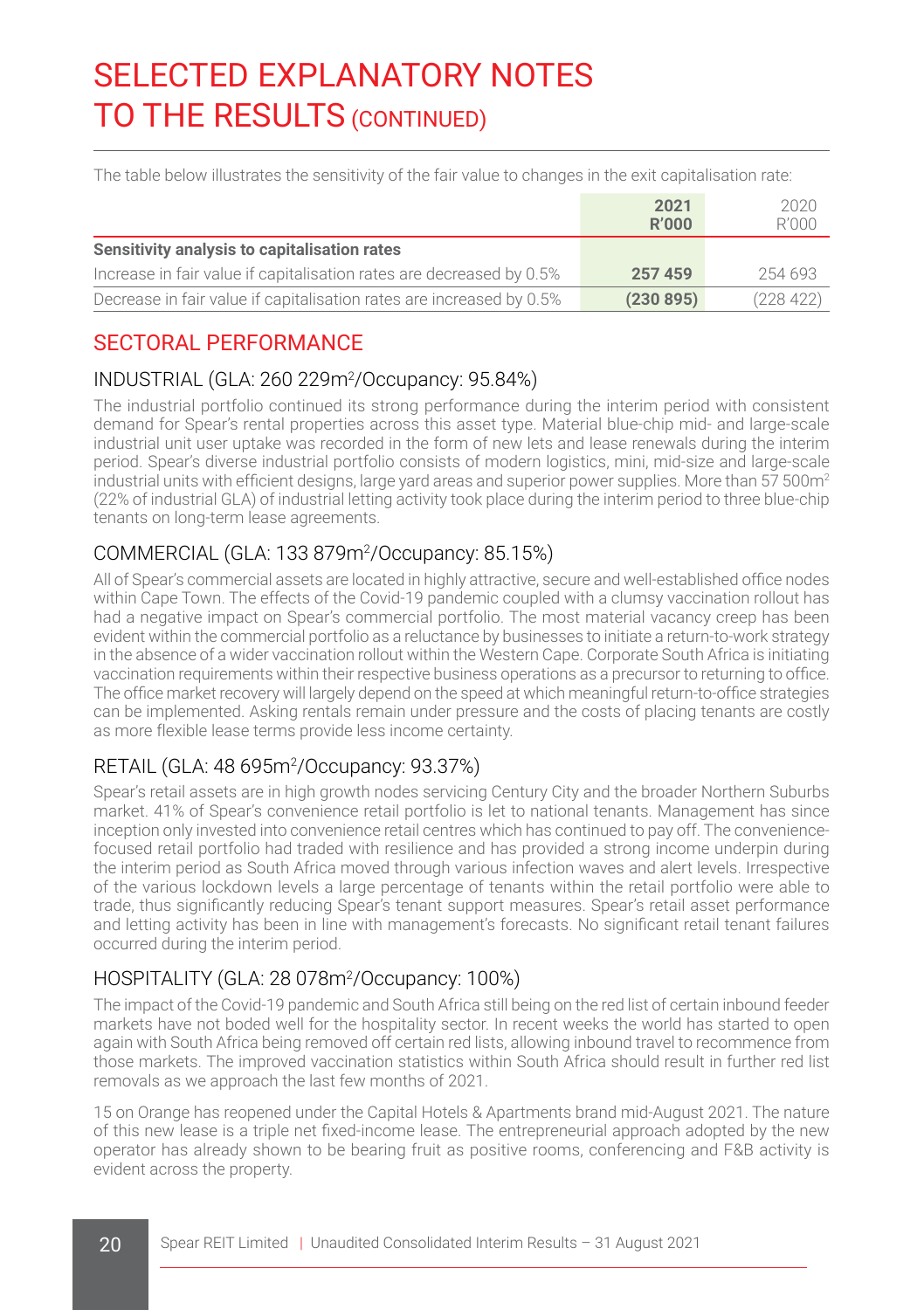# SELECTED EXPLANATORY NOTES TO THE RESULTS (CONTINUED)

The table below illustrates the sensitivity of the fair value to changes in the exit capitalisation rate:

| | 2021 R'000 | 2020 R'000 |
|---|---|---|
| **Sensitivity analysis to capitalisation rates** | | |
| Increase in fair value if capitalisation rates are decreased by 0.5% | **257 459** | 254 693 |
| Decrease in fair value if capitalisation rates are increased by 0.5% | **(230 895)** | (228 422) |

## SECTORAL PERFORMANCE

### INDUSTRIAL (GLA: 260 229m²/Occupancy: 95.84%)

The industrial portfolio continued its strong performance during the interim period with consistent demand for Spear's rental properties across this asset type. Material blue-chip mid- and large-scale industrial unit user uptake was recorded in the form of new lets and lease renewals during the interim period. Spear's diverse industrial portfolio consists of modern logistics, mini, mid-size and large-scale industrial units with efficient designs, large yard areas and superior power supplies. More than 57 500m² (22% of industrial GLA) of industrial letting activity took place during the interim period to three blue-chip tenants on long-term lease agreements.

### COMMERCIAL (GLA: 133 879m²/Occupancy: 85.15%)

All of Spear's commercial assets are located in highly attractive, secure and well-established office nodes within Cape Town. The effects of the Covid-19 pandemic coupled with a clumsy vaccination rollout has had a negative impact on Spear's commercial portfolio. The most material vacancy creep has been evident within the commercial portfolio as a reluctance by businesses to initiate a return-to-work strategy in the absence of a wider vaccination rollout within the Western Cape. Corporate South Africa is initiating vaccination requirements within their respective business operations as a precursor to returning to office. The office market recovery will largely depend on the speed at which meaningful return-to-office strategies can be implemented. Asking rentals remain under pressure and the costs of placing tenants are costly as more flexible lease terms provide less income certainty.

### RETAIL (GLA: 48 695m²/Occupancy: 93.37%)

Spear's retail assets are in high growth nodes servicing Century City and the broader Northern Suburbs market. 41% of Spear's convenience retail portfolio is let to national tenants. Management has since inception only invested into convenience retail centres which has continued to pay off. The convenience-focused retail portfolio had traded with resilience and has provided a strong income underpin during the interim period as South Africa moved through various infection waves and alert levels. Irrespective of the various lockdown levels a large percentage of tenants within the retail portfolio were able to trade, thus significantly reducing Spear's tenant support measures. Spear's retail asset performance and letting activity has been in line with management's forecasts. No significant retail tenant failures occurred during the interim period.

### HOSPITALITY (GLA: 28 078m²/Occupancy: 100%)

The impact of the Covid-19 pandemic and South Africa still being on the red list of certain inbound feeder markets have not boded well for the hospitality sector. In recent weeks the world has started to open again with South Africa being removed off certain red lists, allowing inbound travel to recommence from those markets. The improved vaccination statistics within South Africa should result in further red list removals as we approach the last few months of 2021.

15 on Orange has reopened under the Capital Hotels & Apartments brand mid-August 2021. The nature of this new lease is a triple net fixed-income lease. The entrepreneurial approach adopted by the new operator has already shown to be bearing fruit as positive rooms, conferencing and F&B activity is evident across the property.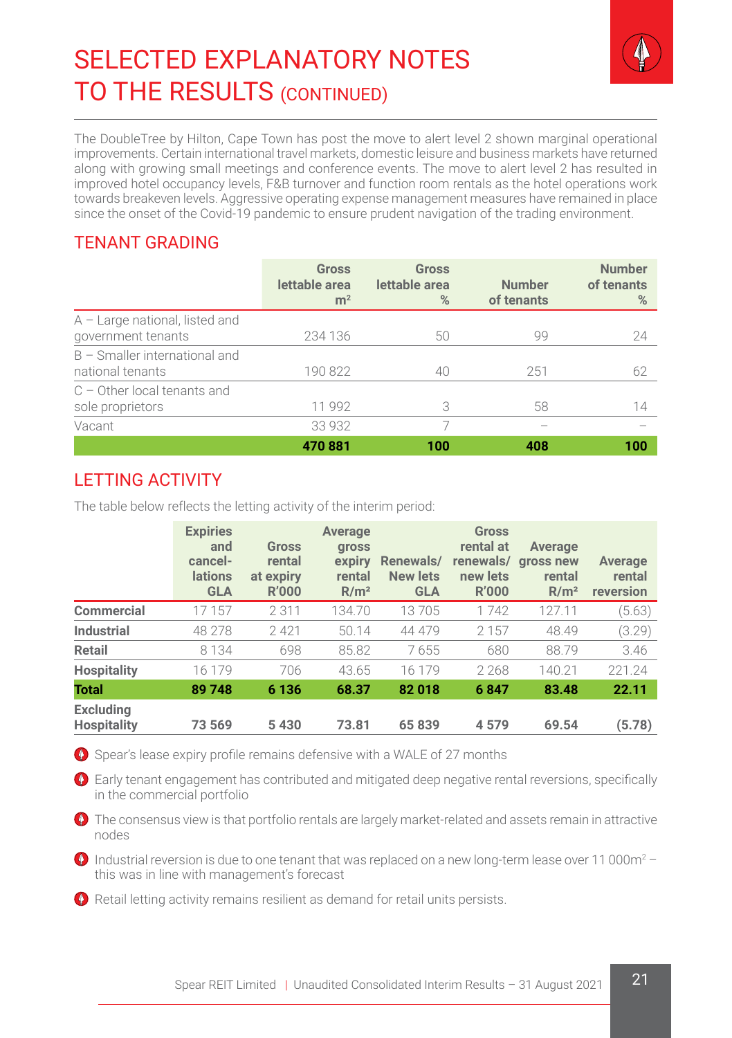# SELECTED EXPLANATORY NOTES TO THE RESULTS (CONTINUED)

The DoubleTree by Hilton, Cape Town has post the move to alert level 2 shown marginal operational improvements. Certain international travel markets, domestic leisure and business markets have returned along with growing small meetings and conference events. The move to alert level 2 has resulted in improved hotel occupancy levels, F&B turnover and function room rentals as the hotel operations work towards breakeven levels. Aggressive operating expense management measures have remained in place since the onset of the Covid-19 pandemic to ensure prudent navigation of the trading environment.

## TENANT GRADING

| | Gross lettable area m² | Gross lettable area % | Number of tenants | Number of tenants % |
|---|---|---|---|---|
| A – Large national, listed and government tenants | 234 136 | 50 | 99 | 24 |
| B – Smaller international and national tenants | 190 822 | 40 | 251 | 62 |
| C – Other local tenants and sole proprietors | 11 992 | 3 | 58 | 14 |
| Vacant | 33 932 | 7 | – | – |
| | **470 881** | **100** | **408** | **100** |

## LETTING ACTIVITY

The table below reflects the letting activity of the interim period:

| | Expiries and cancel-lations GLA | Gross rental at expiry R'000 | Average gross expiry rental R/m² | Renewals/ New lets GLA | Gross rental at renewals/ new lets R'000 | Average gross new rental R/m² | Average rental reversion |
|---|---|---|---|---|---|---|---|
| **Commercial** | 17 157 | 2 311 | 134.70 | 13 705 | 1 742 | 127.11 | (5.63) |
| **Industrial** | 48 278 | 2 421 | 50.14 | 44 479 | 2 157 | 48.49 | (3.29) |
| **Retail** | 8 134 | 698 | 85.82 | 7 655 | 680 | 88.79 | 3.46 |
| **Hospitality** | 16 179 | 706 | 43.65 | 16 179 | 2 268 | 140.21 | 221.24 |
| **Total** | **89 748** | **6 136** | **68.37** | **82 018** | **6 847** | **83.48** | **22.11** |
| **Excluding Hospitality** | **73 569** | **5 430** | **73.81** | **65 839** | **4 579** | **69.54** | **(5.78)** |

- Spear's lease expiry profile remains defensive with a WALE of 27 months
- Early tenant engagement has contributed and mitigated deep negative rental reversions, specifically in the commercial portfolio
- The consensus view is that portfolio rentals are largely market-related and assets remain in attractive nodes
- Industrial reversion is due to one tenant that was replaced on a new long-term lease over 11 000m² – this was in line with management's forecast
- Retail letting activity remains resilient as demand for retail units persists.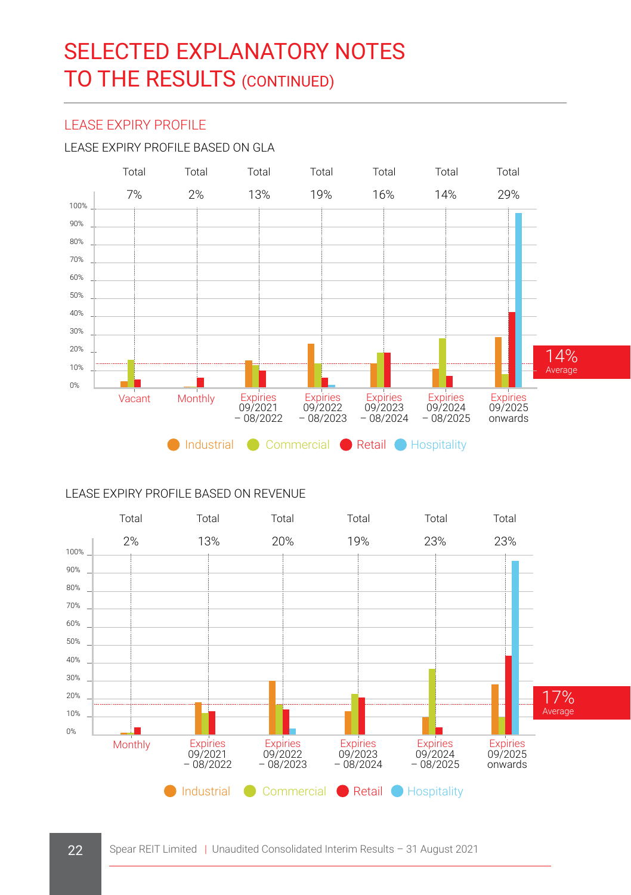# SELECTED EXPLANATORY NOTES TO THE RESULTS (CONTINUED)

## LEASE EXPIRY PROFILE

### LEASE EXPIRY PROFILE BASED ON GLA

| | Vacant | Monthly | Expiries 09/2021 – 08/2022 | Expiries 09/2022 – 08/2023 | Expiries 09/2023 – 08/2024 | Expiries 09/2024 – 08/2025 | Expiries 09/2025 onwards |
|---|---|---|---|---|---|---|---|
| Total | 7% | 2% | 13% | 19% | 16% | 14% | 29% |

14% Average

Industrial | Commercial | Retail | Hospitality

### LEASE EXPIRY PROFILE BASED ON REVENUE

| | Monthly | Expiries 09/2021 – 08/2022 | Expiries 09/2022 – 08/2023 | Expiries 09/2023 – 08/2024 | Expiries 09/2024 – 08/2025 | Expiries 09/2025 onwards |
|---|---|---|---|---|---|---|
| Total | 2% | 13% | 20% | 19% | 23% | 23% |

17% Average

Industrial | Commercial | Retail | Hospitality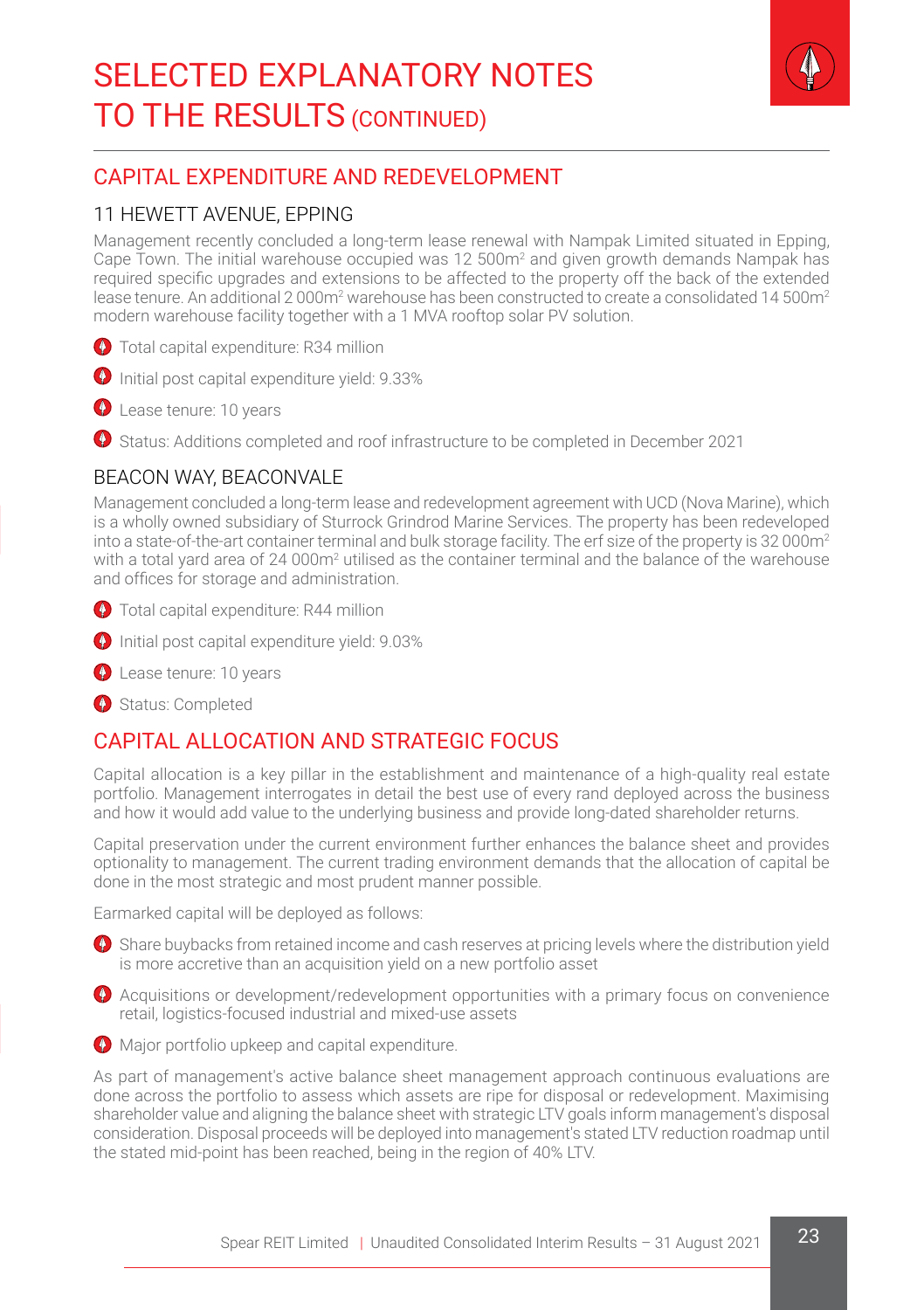# SELECTED EXPLANATORY NOTES TO THE RESULTS (CONTINUED)

## CAPITAL EXPENDITURE AND REDEVELOPMENT

### 11 HEWETT AVENUE, EPPING

Management recently concluded a long-term lease renewal with Nampak Limited situated in Epping, Cape Town. The initial warehouse occupied was 12 500m² and given growth demands Nampak has required specific upgrades and extensions to be affected to the property off the back of the extended lease tenure. An additional 2 000m² warehouse has been constructed to create a consolidated 14 500m² modern warehouse facility together with a 1 MVA rooftop solar PV solution.

- Total capital expenditure: R34 million
- Initial post capital expenditure yield: 9.33%
- Lease tenure: 10 years
- Status: Additions completed and roof infrastructure to be completed in December 2021

### BEACON WAY, BEACONVALE

Management concluded a long-term lease and redevelopment agreement with UCD (Nova Marine), which is a wholly owned subsidiary of Sturrock Grindrod Marine Services. The property has been redeveloped into a state-of-the-art container terminal and bulk storage facility. The erf size of the property is 32 000m² with a total yard area of 24 000m² utilised as the container terminal and the balance of the warehouse and offices for storage and administration.

- Total capital expenditure: R44 million
- Initial post capital expenditure yield: 9.03%
- Lease tenure: 10 years
- Status: Completed

## CAPITAL ALLOCATION AND STRATEGIC FOCUS

Capital allocation is a key pillar in the establishment and maintenance of a high-quality real estate portfolio. Management interrogates in detail the best use of every rand deployed across the business and how it would add value to the underlying business and provide long-dated shareholder returns.

Capital preservation under the current environment further enhances the balance sheet and provides optionality to management. The current trading environment demands that the allocation of capital be done in the most strategic and most prudent manner possible.

Earmarked capital will be deployed as follows:

- Share buybacks from retained income and cash reserves at pricing levels where the distribution yield is more accretive than an acquisition yield on a new portfolio asset
- Acquisitions or development/redevelopment opportunities with a primary focus on convenience retail, logistics-focused industrial and mixed-use assets
- Major portfolio upkeep and capital expenditure.

As part of management's active balance sheet management approach continuous evaluations are done across the portfolio to assess which assets are ripe for disposal or redevelopment. Maximising shareholder value and aligning the balance sheet with strategic LTV goals inform management's disposal consideration. Disposal proceeds will be deployed into management's stated LTV reduction roadmap until the stated mid-point has been reached, being in the region of 40% LTV.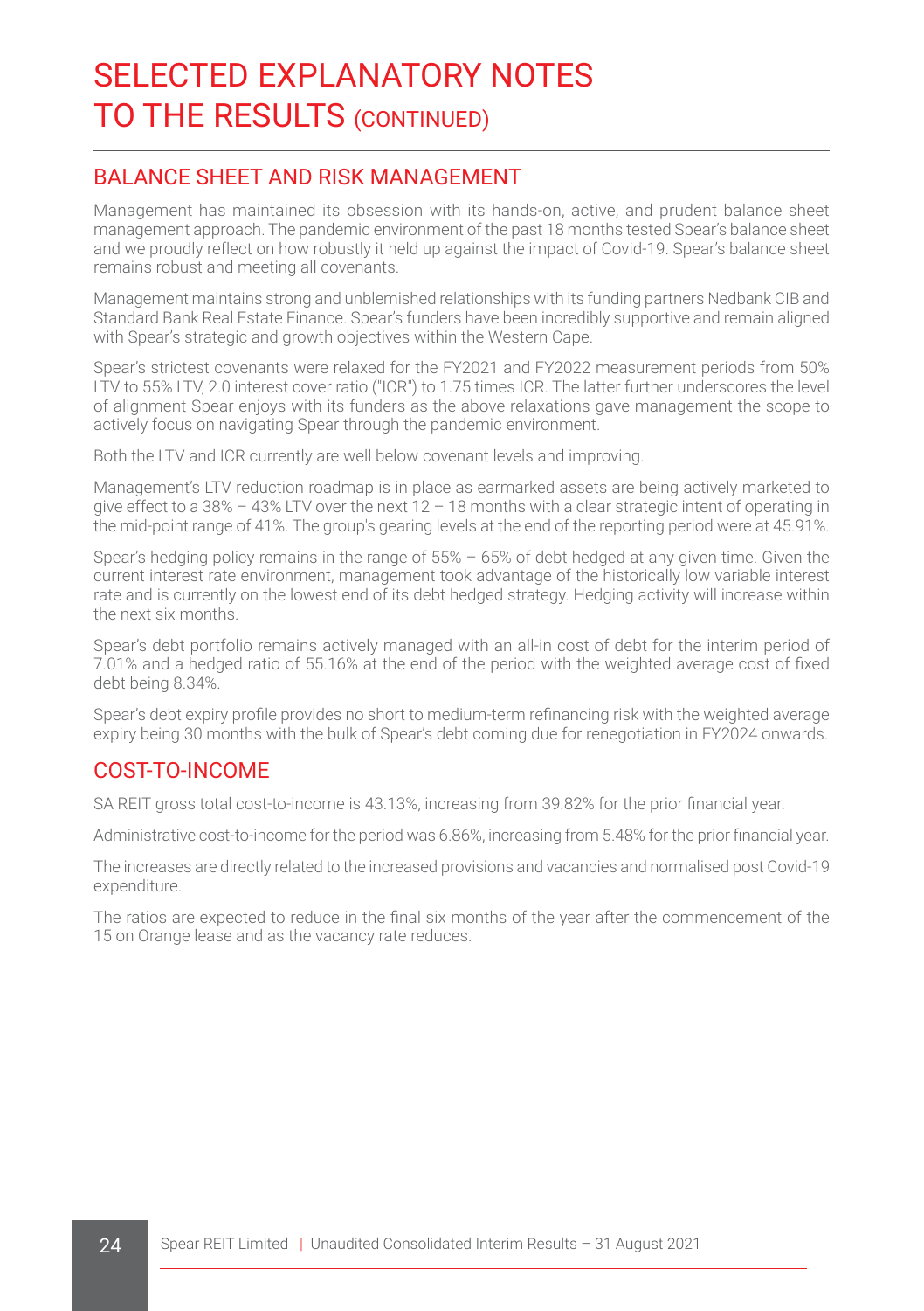# SELECTED EXPLANATORY NOTES TO THE RESULTS (CONTINUED)

## BALANCE SHEET AND RISK MANAGEMENT

Management has maintained its obsession with its hands-on, active, and prudent balance sheet management approach. The pandemic environment of the past 18 months tested Spear's balance sheet and we proudly reflect on how robustly it held up against the impact of Covid-19. Spear's balance sheet remains robust and meeting all covenants.

Management maintains strong and unblemished relationships with its funding partners Nedbank CIB and Standard Bank Real Estate Finance. Spear's funders have been incredibly supportive and remain aligned with Spear's strategic and growth objectives within the Western Cape.

Spear's strictest covenants were relaxed for the FY2021 and FY2022 measurement periods from 50% LTV to 55% LTV, 2.0 interest cover ratio ("ICR") to 1.75 times ICR. The latter further underscores the level of alignment Spear enjoys with its funders as the above relaxations gave management the scope to actively focus on navigating Spear through the pandemic environment.

Both the LTV and ICR currently are well below covenant levels and improving.

Management's LTV reduction roadmap is in place as earmarked assets are being actively marketed to give effect to a 38% – 43% LTV over the next 12 – 18 months with a clear strategic intent of operating in the mid-point range of 41%. The group's gearing levels at the end of the reporting period were at 45.91%.

Spear's hedging policy remains in the range of 55% – 65% of debt hedged at any given time. Given the current interest rate environment, management took advantage of the historically low variable interest rate and is currently on the lowest end of its debt hedged strategy. Hedging activity will increase within the next six months.

Spear's debt portfolio remains actively managed with an all-in cost of debt for the interim period of 7.01% and a hedged ratio of 55.16% at the end of the period with the weighted average cost of fixed debt being 8.34%.

Spear's debt expiry profile provides no short to medium-term refinancing risk with the weighted average expiry being 30 months with the bulk of Spear's debt coming due for renegotiation in FY2024 onwards.

## COST-TO-INCOME

SA REIT gross total cost-to-income is 43.13%, increasing from 39.82% for the prior financial year.

Administrative cost-to-income for the period was 6.86%, increasing from 5.48% for the prior financial year.

The increases are directly related to the increased provisions and vacancies and normalised post Covid-19 expenditure.

The ratios are expected to reduce in the final six months of the year after the commencement of the 15 on Orange lease and as the vacancy rate reduces.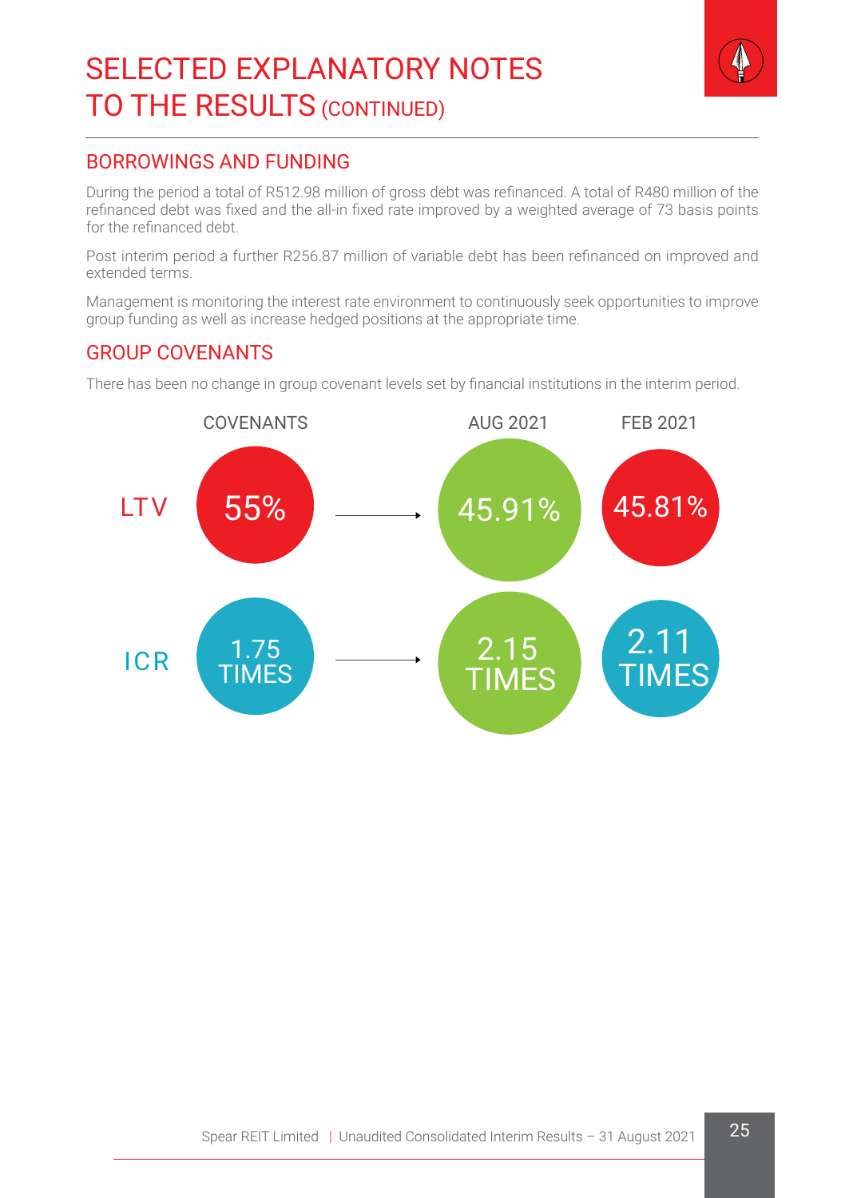# SELECTED EXPLANATORY NOTES TO THE RESULTS (CONTINUED)

## BORROWINGS AND FUNDING

During the period a total of R512.98 million of gross debt was refinanced. A total of R480 million of the refinanced debt was fixed and the all-in fixed rate improved by a weighted average of 73 basis points for the refinanced debt.

Post interim period a further R256.87 million of variable debt has been refinanced on improved and extended terms.

Management is monitoring the interest rate environment to continuously seek opportunities to improve group funding as well as increase hedged positions at the appropriate time.

## GROUP COVENANTS

There has been no change in group covenant levels set by financial institutions in the interim period.

| | COVENANTS | AUG 2021 | FEB 2021 |
|---|---|---|---|
| LTV | 55% | 45.91% | 45.81% |
| ICR | 1.75 TIMES | 2.15 TIMES | 2.11 TIMES |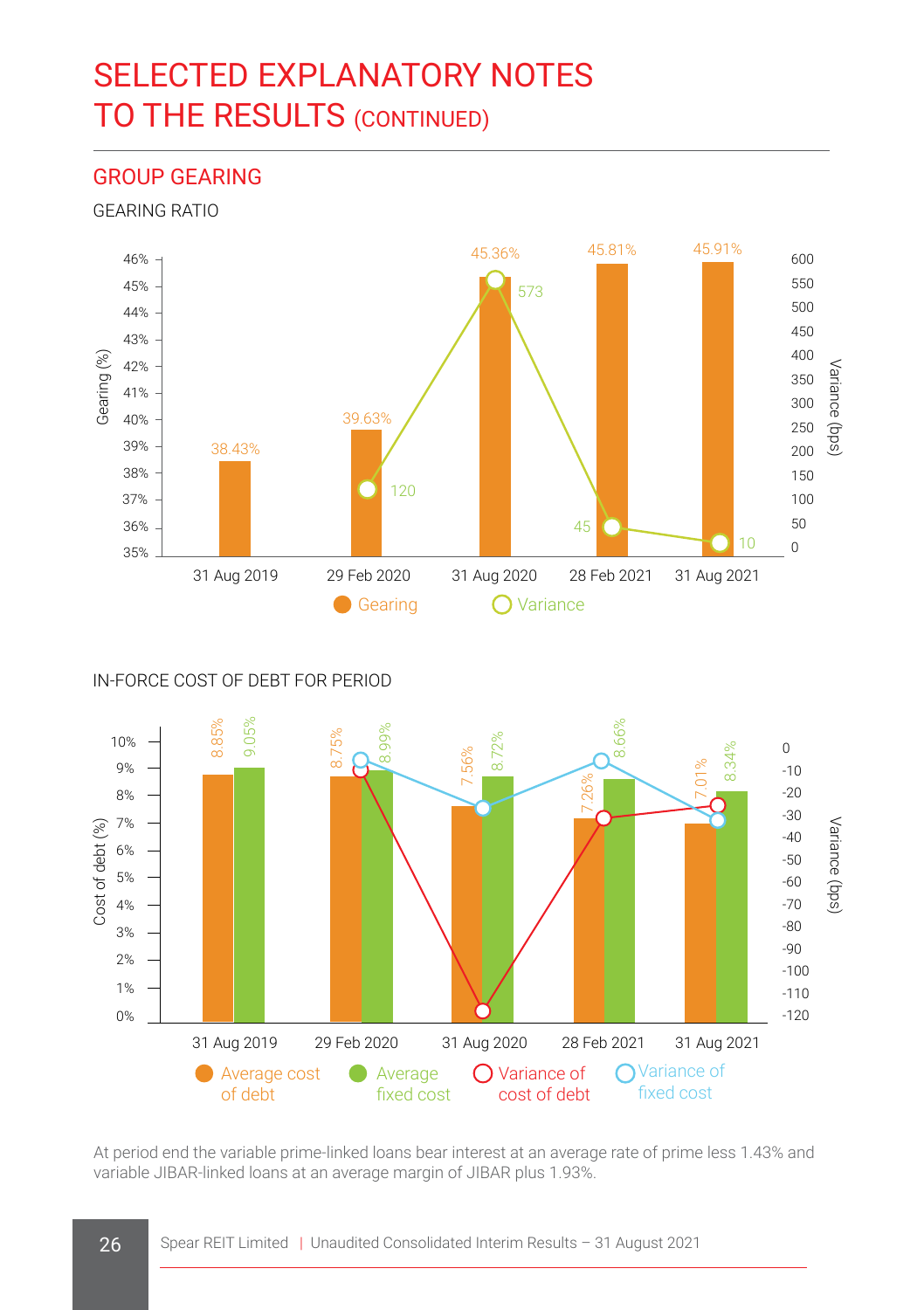# SELECTED EXPLANATORY NOTES TO THE RESULTS (CONTINUED)

## GROUP GEARING

### GEARING RATIO

| | 31 Aug 2019 | 29 Feb 2020 | 31 Aug 2020 | 28 Feb 2021 | 31 Aug 2021 |
|---|---|---|---|---|---|
| Gearing | 38.43% | 39.63% | 45.36% | 45.81% | 45.91% |
| Variance (bps) | | 120 | 573 | 45 | 10 |

### IN-FORCE COST OF DEBT FOR PERIOD

| | 31 Aug 2019 | 29 Feb 2020 | 31 Aug 2020 | 28 Feb 2021 | 31 Aug 2021 |
|---|---|---|---|---|---|
| Average cost of debt | 8.85% | 8.75% | 7.56% | 7.26% | 7.01% |
| Average fixed cost | 9.05% | 8.99% | 8.72% | 8.66% | 8.34% |

At period end the variable prime-linked loans bear interest at an average rate of prime less 1.43% and variable JIBAR-linked loans at an average margin of JIBAR plus 1.93%.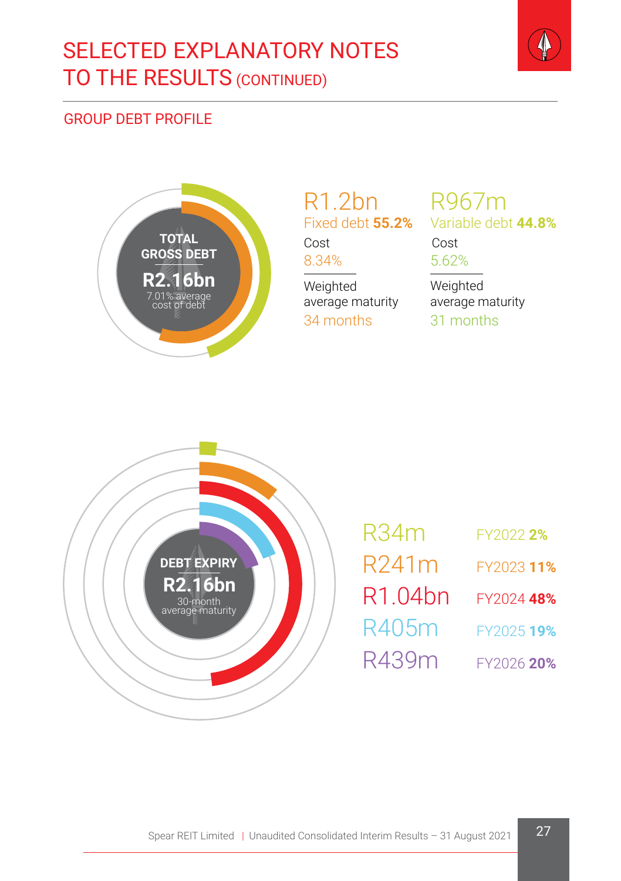# SELECTED EXPLANATORY NOTES TO THE RESULTS (CONTINUED)

## GROUP DEBT PROFILE

**TOTAL GROSS DEBT**
**R2.16bn**
7.01% average cost of debt

| R1.2bn | R967m |
|---|---|
| Fixed debt **55.2%** | Variable debt **44.8%** |
| Cost 8.34% | Cost 5.62% |
| Weighted average maturity 34 months | Weighted average maturity 31 months |

**DEBT EXPIRY**
**R2.16bn**
30-month average maturity

| Amount | Year |
|---|---|
| R34m | FY2022 **2%** |
| R241m | FY2023 **11%** |
| R1.04bn | FY2024 **48%** |
| R405m | FY2025 **19%** |
| R439m | FY2026 **20%** |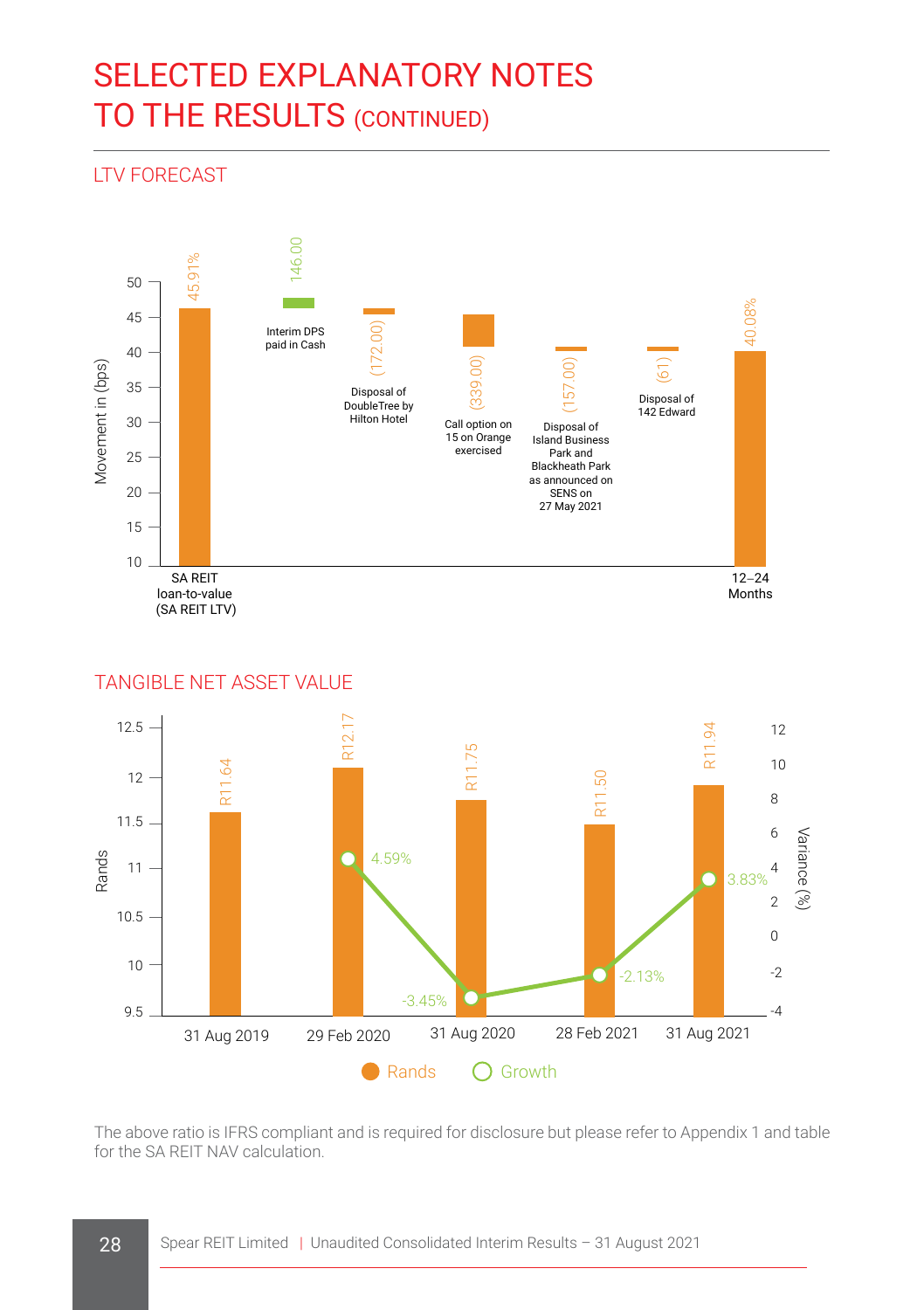# SELECTED EXPLANATORY NOTES TO THE RESULTS (CONTINUED)

## LTV FORECAST

| Item | Movement in (bps) |
| --- | --- |
| SA REIT loan-to-value (SA REIT LTV) | 45.91% |
| Interim DPS paid in Cash | 146.00 |
| Disposal of DoubleTree by Hilton Hotel | (172.00) |
| Call option on 15 on Orange exercised | (339.00) |
| Disposal of Island Business Park and Blackheath Park as announced on SENS on 27 May 2021 | (157.00) |
| Disposal of 142 Edward | (61) |
| 12–24 Months | 40.08% |

## TANGIBLE NET ASSET VALUE

| Date | Rands | Growth |
| --- | --- | --- |
| 31 Aug 2019 | R11.64 | |
| 29 Feb 2020 | R12.17 | 4.59% |
| 31 Aug 2020 | R11.75 | -3.45% |
| 28 Feb 2021 | R11.50 | -2.13% |
| 31 Aug 2021 | R11.94 | 3.83% |

The above ratio is IFRS compliant and is required for disclosure but please refer to Appendix 1 and table for the SA REIT NAV calculation.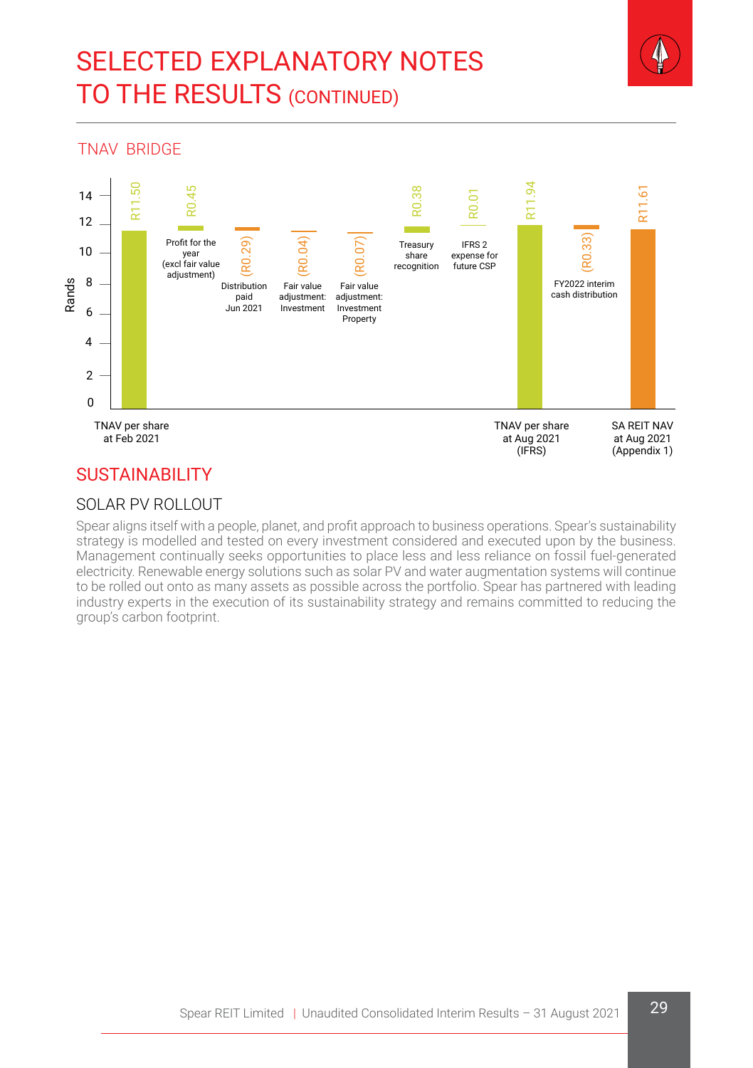# SELECTED EXPLANATORY NOTES TO THE RESULTS (CONTINUED)

## TNAV BRIDGE

| Item | Rands |
|---|---|
| TNAV per share at Feb 2021 | R11.50 |
| Profit for the year (excl fair value adjustment) | R0.45 |
| Distribution paid Jun 2021 | (R0.29) |
| Fair value adjustment: Investment | (R0.04) |
| Fair value adjustment: Investment Property | (R0.07) |
| Treasury share recognition | R0.38 |
| IFRS 2 expense for future CSP | R0.01 |
| TNAV per share at Aug 2021 (IFRS) | R11.94 |
| FY2022 interim cash distribution | (R0.33) |
| SA REIT NAV at Aug 2021 (Appendix 1) | R11.61 |

## SUSTAINABILITY

### SOLAR PV ROLLOUT

Spear aligns itself with a people, planet, and profit approach to business operations. Spear's sustainability strategy is modelled and tested on every investment considered and executed upon by the business. Management continually seeks opportunities to place less and less reliance on fossil fuel-generated electricity. Renewable energy solutions such as solar PV and water augmentation systems will continue to be rolled out onto as many assets as possible across the portfolio. Spear has partnered with leading industry experts in the execution of its sustainability strategy and remains committed to reducing the group's carbon footprint.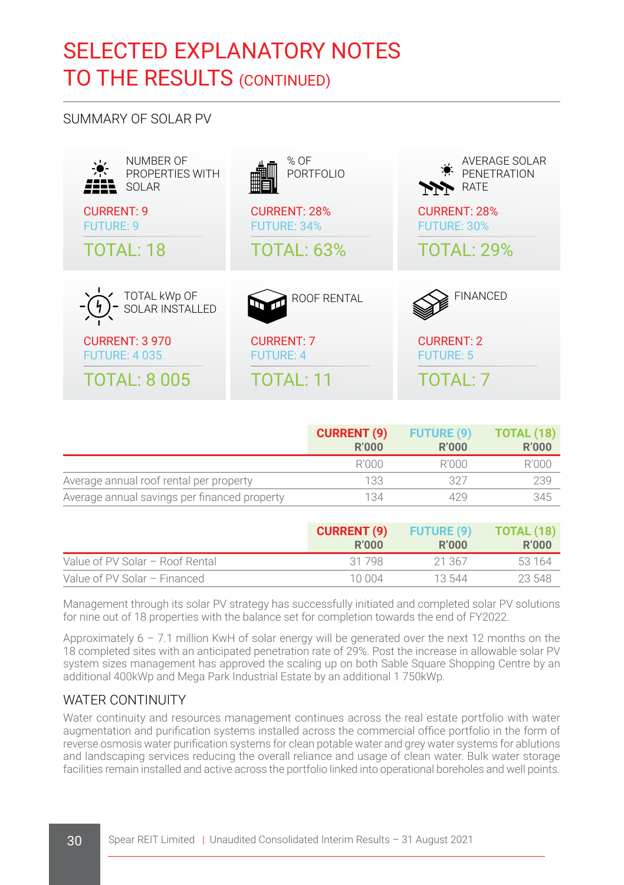# SELECTED EXPLANATORY NOTES TO THE RESULTS (CONTINUED)

## SUMMARY OF SOLAR PV

**NUMBER OF PROPERTIES WITH SOLAR**
CURRENT: 9
FUTURE: 9
TOTAL: 18

**% OF PORTFOLIO**
CURRENT: 28%
FUTURE: 34%
TOTAL: 63%

**AVERAGE SOLAR PENETRATION RATE**
CURRENT: 28%
FUTURE: 30%
TOTAL: 29%

**TOTAL kWp OF SOLAR INSTALLED**
CURRENT: 3 970
FUTURE: 4 035
TOTAL: 8 005

**ROOF RENTAL**
CURRENT: 7
FUTURE: 4
TOTAL: 11

**FINANCED**
CURRENT: 2
FUTURE: 5
TOTAL: 7

| | CURRENT (9) R'000 | FUTURE (9) R'000 | TOTAL (18) R'000 |
|---|---|---|---|
| | R'000 | R'000 | R'000 |
| Average annual roof rental per property | 133 | 327 | 239 |
| Average annual savings per financed property | 134 | 429 | 345 |

| | CURRENT (9) R'000 | FUTURE (9) R'000 | TOTAL (18) R'000 |
|---|---|---|---|
| Value of PV Solar – Roof Rental | 31 798 | 21 367 | 53 164 |
| Value of PV Solar – Financed | 10 004 | 13 544 | 23 548 |

Management through its solar PV strategy has successfully initiated and completed solar PV solutions for nine out of 18 properties with the balance set for completion towards the end of FY2022.

Approximately 6 – 7.1 million KwH of solar energy will be generated over the next 12 months on the 18 completed sites with an anticipated penetration rate of 29%. Post the increase in allowable solar PV system sizes management has approved the scaling up on both Sable Square Shopping Centre by an additional 400kWp and Mega Park Industrial Estate by an additional 1 750kWp.

## WATER CONTINUITY

Water continuity and resources management continues across the real estate portfolio with water augmentation and purification systems installed across the commercial office portfolio in the form of reverse osmosis water purification systems for clean potable water and grey water systems for ablutions and landscaping services reducing the overall reliance and usage of clean water. Bulk water storage facilities remain installed and active across the portfolio linked into operational boreholes and well points.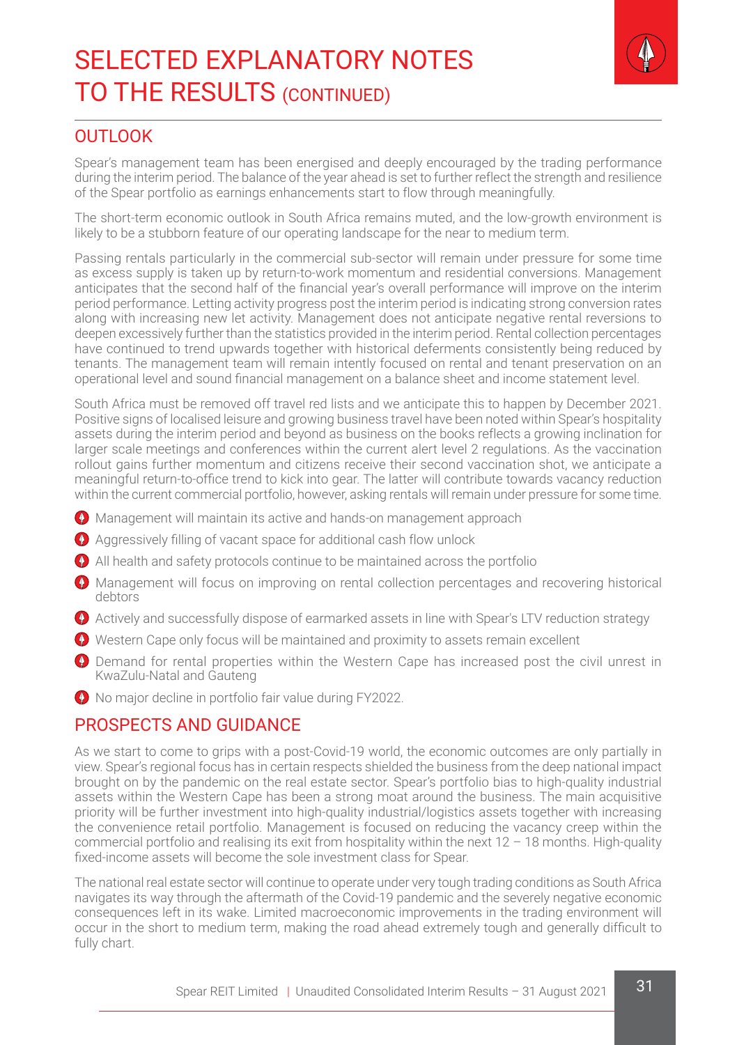# SELECTED EXPLANATORY NOTES TO THE RESULTS (CONTINUED)

## OUTLOOK

Spear's management team has been energised and deeply encouraged by the trading performance during the interim period. The balance of the year ahead is set to further reflect the strength and resilience of the Spear portfolio as earnings enhancements start to flow through meaningfully.

The short-term economic outlook in South Africa remains muted, and the low-growth environment is likely to be a stubborn feature of our operating landscape for the near to medium term.

Passing rentals particularly in the commercial sub-sector will remain under pressure for some time as excess supply is taken up by return-to-work momentum and residential conversions. Management anticipates that the second half of the financial year's overall performance will improve on the interim period performance. Letting activity progress post the interim period is indicating strong conversion rates along with increasing new let activity. Management does not anticipate negative rental reversions to deepen excessively further than the statistics provided in the interim period. Rental collection percentages have continued to trend upwards together with historical deferments consistently being reduced by tenants. The management team will remain intently focused on rental and tenant preservation on an operational level and sound financial management on a balance sheet and income statement level.

South Africa must be removed off travel red lists and we anticipate this to happen by December 2021. Positive signs of localised leisure and growing business travel have been noted within Spear's hospitality assets during the interim period and beyond as business on the books reflects a growing inclination for larger scale meetings and conferences within the current alert level 2 regulations. As the vaccination rollout gains further momentum and citizens receive their second vaccination shot, we anticipate a meaningful return-to-office trend to kick into gear. The latter will contribute towards vacancy reduction within the current commercial portfolio, however, asking rentals will remain under pressure for some time.

- Management will maintain its active and hands-on management approach
- Aggressively filling of vacant space for additional cash flow unlock
- All health and safety protocols continue to be maintained across the portfolio
- Management will focus on improving on rental collection percentages and recovering historical debtors
- Actively and successfully dispose of earmarked assets in line with Spear's LTV reduction strategy
- Western Cape only focus will be maintained and proximity to assets remain excellent
- Demand for rental properties within the Western Cape has increased post the civil unrest in KwaZulu-Natal and Gauteng
- No major decline in portfolio fair value during FY2022.

## PROSPECTS AND GUIDANCE

As we start to come to grips with a post-Covid-19 world, the economic outcomes are only partially in view. Spear's regional focus has in certain respects shielded the business from the deep national impact brought on by the pandemic on the real estate sector. Spear's portfolio bias to high-quality industrial assets within the Western Cape has been a strong moat around the business. The main acquisitive priority will be further investment into high-quality industrial/logistics assets together with increasing the convenience retail portfolio. Management is focused on reducing the vacancy creep within the commercial portfolio and realising its exit from hospitality within the next 12 – 18 months. High-quality fixed-income assets will become the sole investment class for Spear.

The national real estate sector will continue to operate under very tough trading conditions as South Africa navigates its way through the aftermath of the Covid-19 pandemic and the severely negative economic consequences left in its wake. Limited macroeconomic improvements in the trading environment will occur in the short to medium term, making the road ahead extremely tough and generally difficult to fully chart.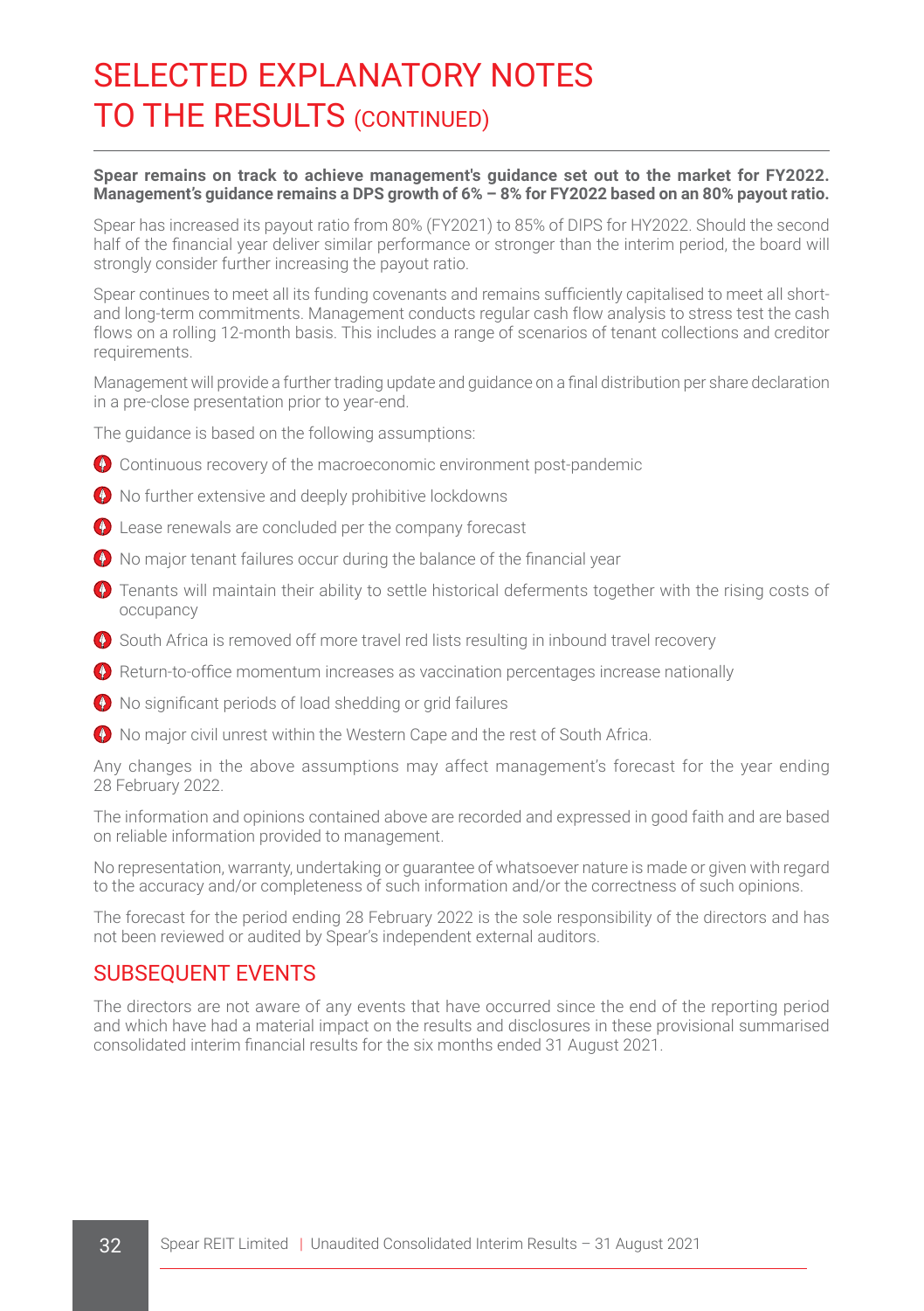# SELECTED EXPLANATORY NOTES TO THE RESULTS (CONTINUED)

**Spear remains on track to achieve management's guidance set out to the market for FY2022. Management's guidance remains a DPS growth of 6% – 8% for FY2022 based on an 80% payout ratio.**

Spear has increased its payout ratio from 80% (FY2021) to 85% of DIPS for HY2022. Should the second half of the financial year deliver similar performance or stronger than the interim period, the board will strongly consider further increasing the payout ratio.

Spear continues to meet all its funding covenants and remains sufficiently capitalised to meet all short- and long-term commitments. Management conducts regular cash flow analysis to stress test the cash flows on a rolling 12-month basis. This includes a range of scenarios of tenant collections and creditor requirements.

Management will provide a further trading update and guidance on a final distribution per share declaration in a pre-close presentation prior to year-end.

The guidance is based on the following assumptions:

- Continuous recovery of the macroeconomic environment post-pandemic
- No further extensive and deeply prohibitive lockdowns
- Lease renewals are concluded per the company forecast
- No major tenant failures occur during the balance of the financial year
- Tenants will maintain their ability to settle historical deferments together with the rising costs of occupancy
- South Africa is removed off more travel red lists resulting in inbound travel recovery
- Return-to-office momentum increases as vaccination percentages increase nationally
- No significant periods of load shedding or grid failures
- No major civil unrest within the Western Cape and the rest of South Africa.

Any changes in the above assumptions may affect management's forecast for the year ending 28 February 2022.

The information and opinions contained above are recorded and expressed in good faith and are based on reliable information provided to management.

No representation, warranty, undertaking or guarantee of whatsoever nature is made or given with regard to the accuracy and/or completeness of such information and/or the correctness of such opinions.

The forecast for the period ending 28 February 2022 is the sole responsibility of the directors and has not been reviewed or audited by Spear's independent external auditors.

## SUBSEQUENT EVENTS

The directors are not aware of any events that have occurred since the end of the reporting period and which have had a material impact on the results and disclosures in these provisional summarised consolidated interim financial results for the six months ended 31 August 2021.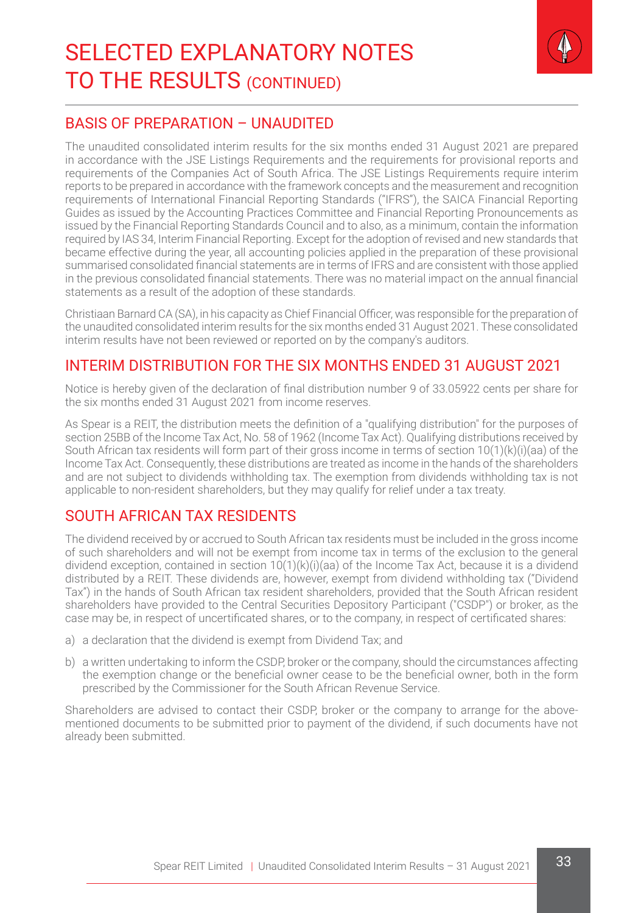# SELECTED EXPLANATORY NOTES TO THE RESULTS (CONTINUED)

## BASIS OF PREPARATION – UNAUDITED

The unaudited consolidated interim results for the six months ended 31 August 2021 are prepared in accordance with the JSE Listings Requirements and the requirements for provisional reports and requirements of the Companies Act of South Africa. The JSE Listings Requirements require interim reports to be prepared in accordance with the framework concepts and the measurement and recognition requirements of International Financial Reporting Standards ("IFRS"), the SAICA Financial Reporting Guides as issued by the Accounting Practices Committee and Financial Reporting Pronouncements as issued by the Financial Reporting Standards Council and to also, as a minimum, contain the information required by IAS 34, Interim Financial Reporting. Except for the adoption of revised and new standards that became effective during the year, all accounting policies applied in the preparation of these provisional summarised consolidated financial statements are in terms of IFRS and are consistent with those applied in the previous consolidated financial statements. There was no material impact on the annual financial statements as a result of the adoption of these standards.

Christiaan Barnard CA (SA), in his capacity as Chief Financial Officer, was responsible for the preparation of the unaudited consolidated interim results for the six months ended 31 August 2021. These consolidated interim results have not been reviewed or reported on by the company's auditors.

## INTERIM DISTRIBUTION FOR THE SIX MONTHS ENDED 31 AUGUST 2021

Notice is hereby given of the declaration of final distribution number 9 of 33.05922 cents per share for the six months ended 31 August 2021 from income reserves.

As Spear is a REIT, the distribution meets the definition of a "qualifying distribution" for the purposes of section 25BB of the Income Tax Act, No. 58 of 1962 (Income Tax Act). Qualifying distributions received by South African tax residents will form part of their gross income in terms of section 10(1)(k)(i)(aa) of the Income Tax Act. Consequently, these distributions are treated as income in the hands of the shareholders and are not subject to dividends withholding tax. The exemption from dividends withholding tax is not applicable to non-resident shareholders, but they may qualify for relief under a tax treaty.

## SOUTH AFRICAN TAX RESIDENTS

The dividend received by or accrued to South African tax residents must be included in the gross income of such shareholders and will not be exempt from income tax in terms of the exclusion to the general dividend exception, contained in section 10(1)(k)(i)(aa) of the Income Tax Act, because it is a dividend distributed by a REIT. These dividends are, however, exempt from dividend withholding tax ("Dividend Tax") in the hands of South African tax resident shareholders, provided that the South African resident shareholders have provided to the Central Securities Depository Participant ("CSDP") or broker, as the case may be, in respect of uncertificated shares, or to the company, in respect of certificated shares:

a) a declaration that the dividend is exempt from Dividend Tax; and

b) a written undertaking to inform the CSDP, broker or the company, should the circumstances affecting the exemption change or the beneficial owner cease to be the beneficial owner, both in the form prescribed by the Commissioner for the South African Revenue Service.

Shareholders are advised to contact their CSDP, broker or the company to arrange for the above-mentioned documents to be submitted prior to payment of the dividend, if such documents have not already been submitted.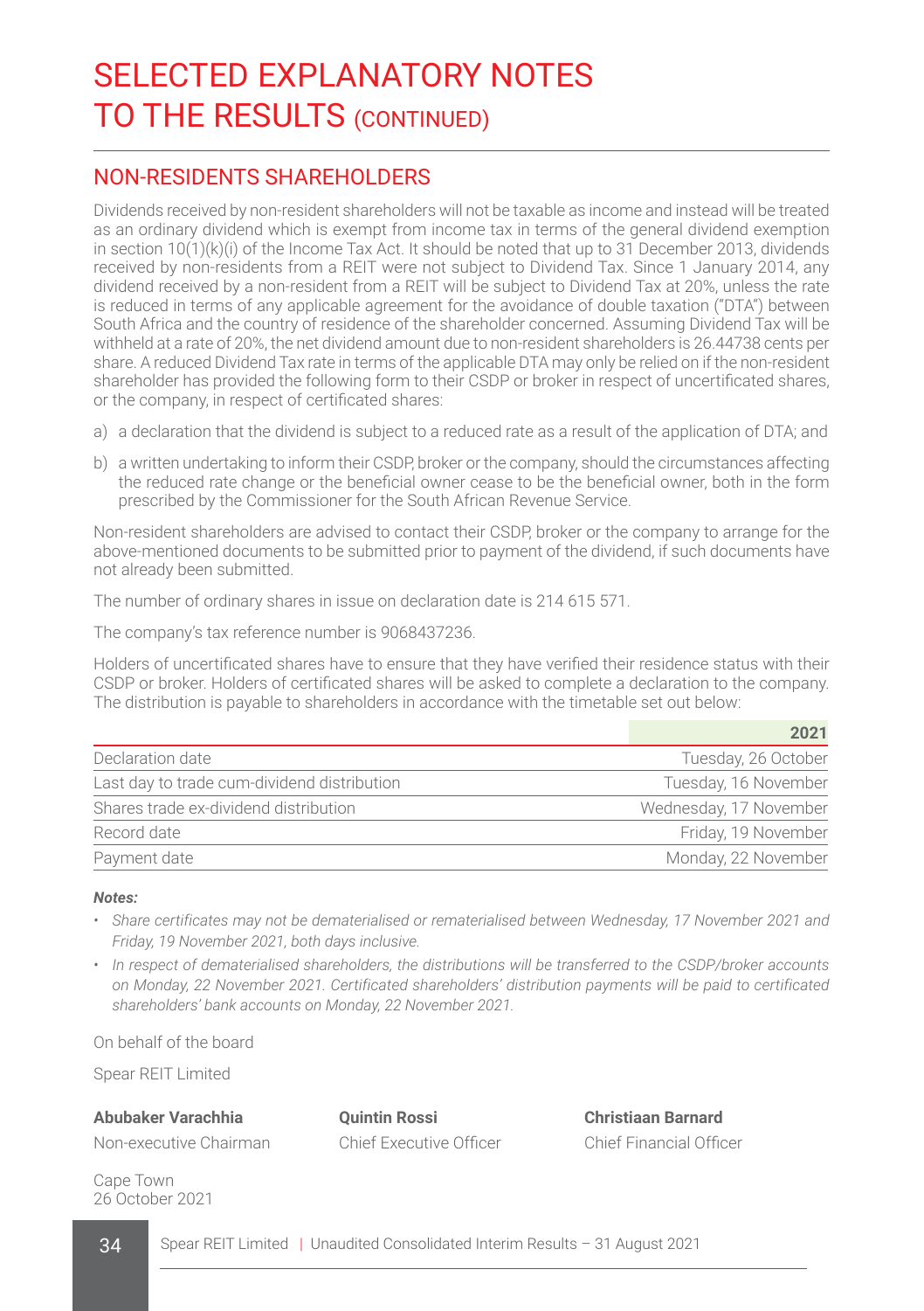# SELECTED EXPLANATORY NOTES TO THE RESULTS (CONTINUED)

## NON-RESIDENTS SHAREHOLDERS

Dividends received by non-resident shareholders will not be taxable as income and instead will be treated as an ordinary dividend which is exempt from income tax in terms of the general dividend exemption in section 10(1)(k)(i) of the Income Tax Act. It should be noted that up to 31 December 2013, dividends received by non-residents from a REIT were not subject to Dividend Tax. Since 1 January 2014, any dividend received by a non-resident from a REIT will be subject to Dividend Tax at 20%, unless the rate is reduced in terms of any applicable agreement for the avoidance of double taxation ("DTA") between South Africa and the country of residence of the shareholder concerned. Assuming Dividend Tax will be withheld at a rate of 20%, the net dividend amount due to non-resident shareholders is 26.44738 cents per share. A reduced Dividend Tax rate in terms of the applicable DTA may only be relied on if the non-resident shareholder has provided the following form to their CSDP or broker in respect of uncertificated shares, or the company, in respect of certificated shares:

a) a declaration that the dividend is subject to a reduced rate as a result of the application of DTA; and

b) a written undertaking to inform their CSDP, broker or the company, should the circumstances affecting the reduced rate change or the beneficial owner cease to be the beneficial owner, both in the form prescribed by the Commissioner for the South African Revenue Service.

Non-resident shareholders are advised to contact their CSDP, broker or the company to arrange for the above-mentioned documents to be submitted prior to payment of the dividend, if such documents have not already been submitted.

The number of ordinary shares in issue on declaration date is 214 615 571.

The company's tax reference number is 9068437236.

Holders of uncertificated shares have to ensure that they have verified their residence status with their CSDP or broker. Holders of certificated shares will be asked to complete a declaration to the company. The distribution is payable to shareholders in accordance with the timetable set out below:

| | 2021 |
|---|---|
| Declaration date | Tuesday, 26 October |
| Last day to trade cum-dividend distribution | Tuesday, 16 November |
| Shares trade ex-dividend distribution | Wednesday, 17 November |
| Record date | Friday, 19 November |
| Payment date | Monday, 22 November |

***Notes:***

- *Share certificates may not be dematerialised or rematerialised between Wednesday, 17 November 2021 and Friday, 19 November 2021, both days inclusive.*
- *In respect of dematerialised shareholders, the distributions will be transferred to the CSDP/broker accounts on Monday, 22 November 2021. Certificated shareholders' distribution payments will be paid to certificated shareholders' bank accounts on Monday, 22 November 2021.*

On behalf of the board

Spear REIT Limited

**Abubaker Varachhia**
Non-executive Chairman

**Quintin Rossi**
Chief Executive Officer

**Christiaan Barnard**
Chief Financial Officer

Cape Town
26 October 2021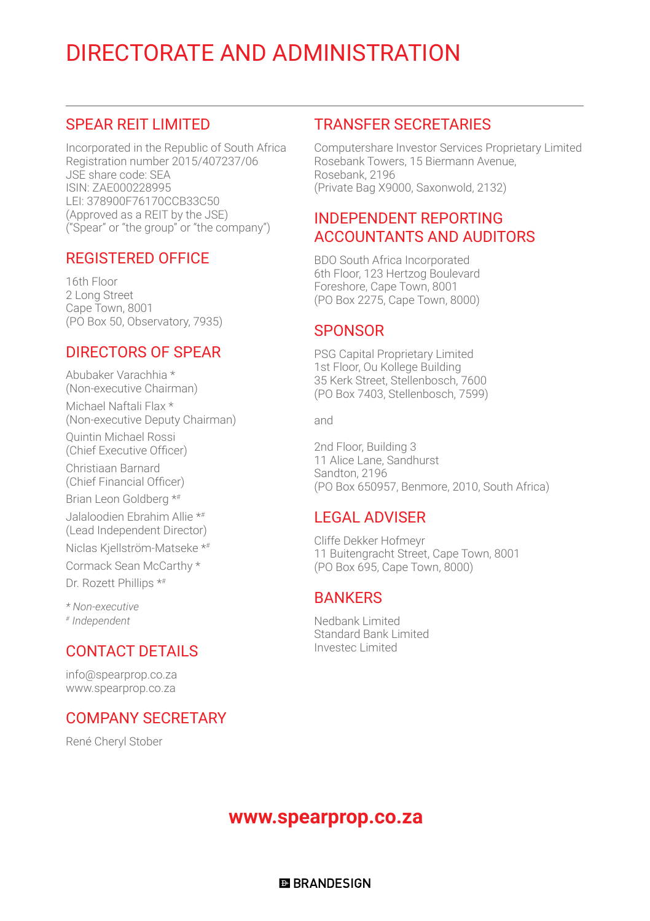# DIRECTORATE AND ADMINISTRATION

## SPEAR REIT LIMITED

Incorporated in the Republic of South Africa
Registration number 2015/407237/06
JSE share code: SEA
ISIN: ZAE000228995
LEI: 378900F76170CCB33C50
(Approved as a REIT by the JSE)
("Spear" or "the group" or "the company")

## REGISTERED OFFICE

16th Floor
2 Long Street
Cape Town, 8001
(PO Box 50, Observatory, 7935)

## DIRECTORS OF SPEAR

Abubaker Varachhia *
(Non-executive Chairman)

Michael Naftali Flax *
(Non-executive Deputy Chairman)

Quintin Michael Rossi
(Chief Executive Officer)

Christiaan Barnard
(Chief Financial Officer)

Brian Leon Goldberg *#

Jalaloodien Ebrahim Allie *#
(Lead Independent Director)

Niclas Kjellström-Matseke *#

Cormack Sean McCarthy *

Dr. Rozett Phillips *#

*\* Non-executive*
*# Independent*

## CONTACT DETAILS

info@spearprop.co.za
www.spearprop.co.za

## COMPANY SECRETARY

René Cheryl Stober

## TRANSFER SECRETARIES

Computershare Investor Services Proprietary Limited
Rosebank Towers, 15 Biermann Avenue,
Rosebank, 2196
(Private Bag X9000, Saxonwold, 2132)

## INDEPENDENT REPORTING ACCOUNTANTS AND AUDITORS

BDO South Africa Incorporated
6th Floor, 123 Hertzog Boulevard
Foreshore, Cape Town, 8001
(PO Box 2275, Cape Town, 8000)

## SPONSOR

PSG Capital Proprietary Limited
1st Floor, Ou Kollege Building
35 Kerk Street, Stellenbosch, 7600
(PO Box 7403, Stellenbosch, 7599)

and

2nd Floor, Building 3
11 Alice Lane, Sandhurst
Sandton, 2196
(PO Box 650957, Benmore, 2010, South Africa)

## LEGAL ADVISER

Cliffe Dekker Hofmeyr
11 Buitengracht Street, Cape Town, 8001
(PO Box 695, Cape Town, 8000)

## BANKERS

Nedbank Limited
Standard Bank Limited
Investec Limited

**www.spearprop.co.za**

BRANDESIGN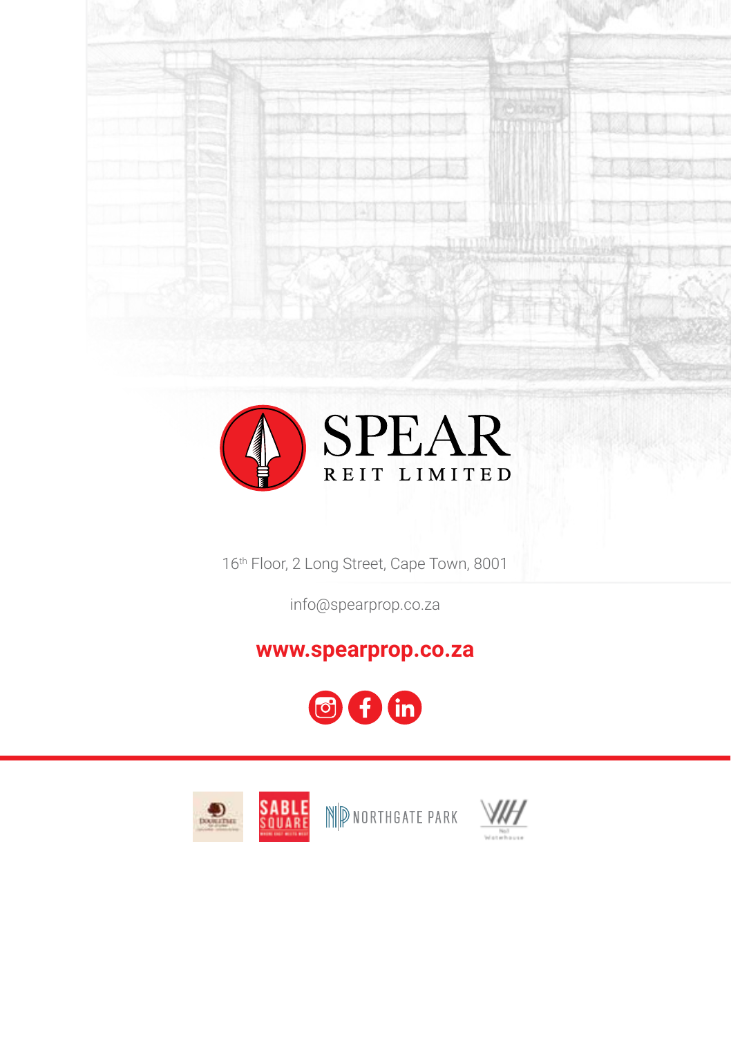SPEAR

REIT LIMITED

16th Floor, 2 Long Street, Cape Town, 8001

info@spearprop.co.za

**www.spearprop.co.za**

SABLE SQUARE

NORTHGATE PARK